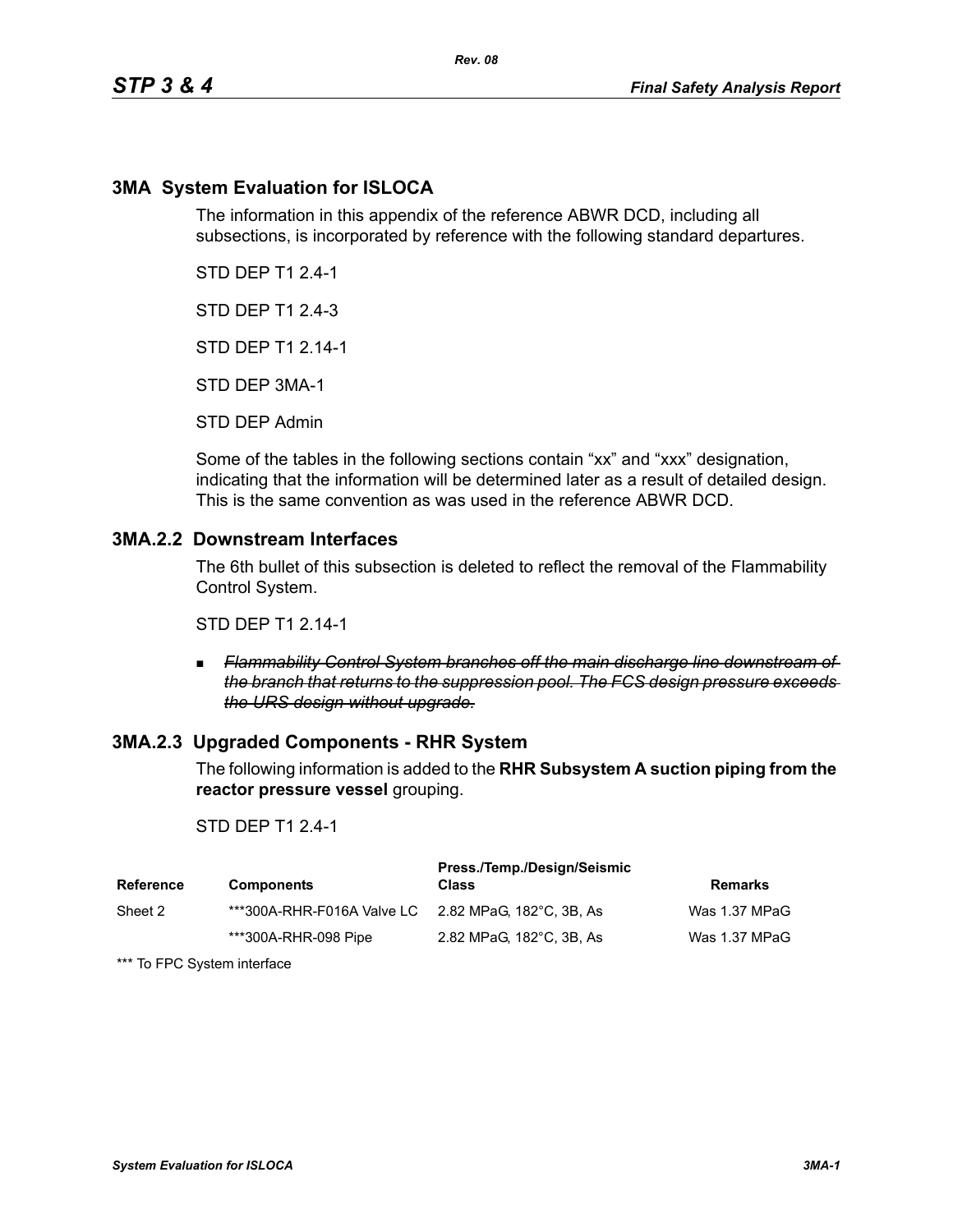## 3MA System Evaluation for ISLOCA

The information in this appendix of the reference ABWR DCD, including all subsections, is incorporated by reference with the following standard departures.

STD DEP T1 2.4-1

STD DEP T1 2.4-3

STD DEP T1 2.14-1

STD DEP 3MA-1

STD DEP Admin

Some of the tables in the following sections contain “xx” and “xxx” designation, indicating that the information will be determined later as a result of detailed design. This is the same convention as was used in the reference ABWR DCD.

### 3MA.2.2 Downstream Interfaces

The 6th bullet of this subsection is deleted to reflect the removal of the Flammability Control System.

STD DEP T1 2.14-1

- ~~*Flammability Control System branches off the main discharge line downstream of the branch that returns to the suppression pool. The FCS design pressure exceeds the URS design without upgrade.*~~

### 3MA.2.3 Upgraded Components - RHR System

The following information is added to the **RHR Subsystem A suction piping from the reactor pressure vessel** grouping.

STD DEP T1 2.4-1

| Reference | Components | Press./Temp./Design/Seismic Class | Remarks |
|---|---|---|---|
| Sheet 2 | ***300A-RHR-F016A Valve LC | 2.82 MPaG, 182°C, 3B, As | Was 1.37 MPaG |
| | ***300A-RHR-098 Pipe | 2.82 MPaG, 182°C, 3B, As | Was 1.37 MPaG |

*** To FPC System interface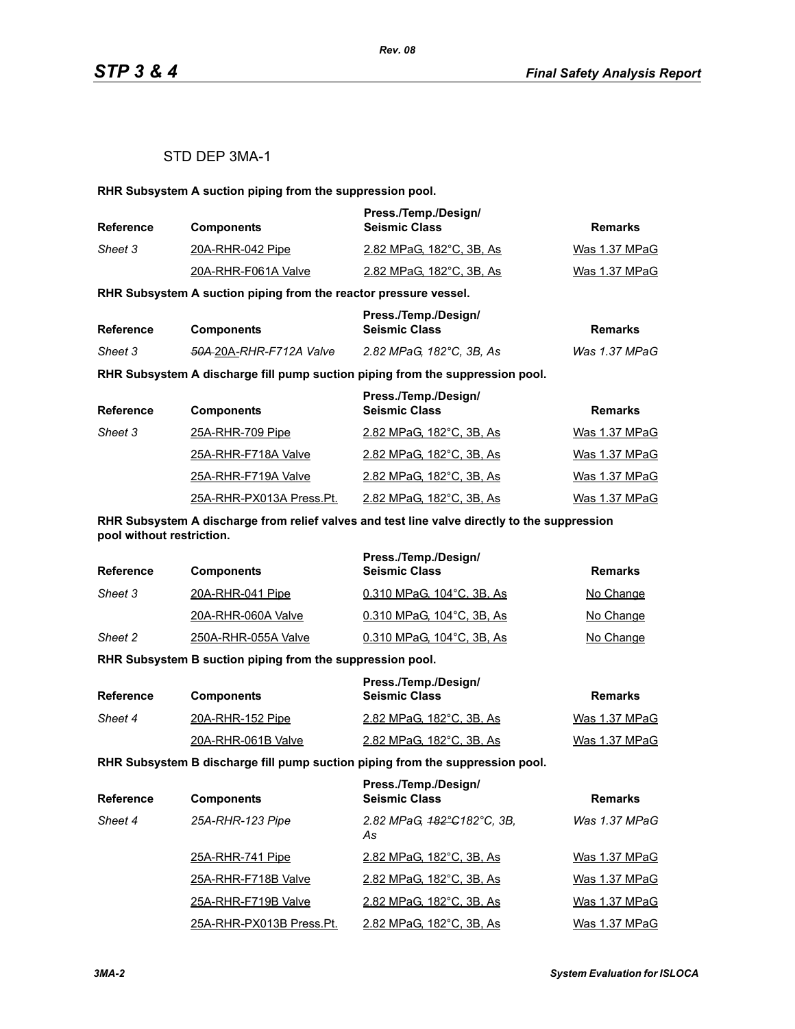STD DEP 3MA-1

**RHR Subsystem A suction piping from the suppression pool.**

| Reference | Components | Press./Temp./Design/ Seismic Class | Remarks |
|---|---|---|---|
| *Sheet 3* | 20A-RHR-042 Pipe | 2.82 MPaG, 182°C, 3B, As | Was 1.37 MPaG |
| | 20A-RHR-F061A Valve | 2.82 MPaG, 182°C, 3B, As | Was 1.37 MPaG |

**RHR Subsystem A suction piping from the reactor pressure vessel.**

| Reference | Components | Press./Temp./Design/ Seismic Class | Remarks |
|---|---|---|---|
| *Sheet 3* | *~~50A~~ 20A-RHR-F712A Valve* | *2.82 MPaG, 182°C, 3B, As* | *Was 1.37 MPaG* |

**RHR Subsystem A discharge fill pump suction piping from the suppression pool.**

| Reference | Components | Press./Temp./Design/ Seismic Class | Remarks |
|---|---|---|---|
| *Sheet 3* | 25A-RHR-709 Pipe | 2.82 MPaG, 182°C, 3B, As | Was 1.37 MPaG |
| | 25A-RHR-F718A Valve | 2.82 MPaG, 182°C, 3B, As | Was 1.37 MPaG |
| | 25A-RHR-F719A Valve | 2.82 MPaG, 182°C, 3B, As | Was 1.37 MPaG |
| | 25A-RHR-PX013A Press.Pt. | 2.82 MPaG, 182°C, 3B, As | Was 1.37 MPaG |

**RHR Subsystem A discharge from relief valves and test line valve directly to the suppression pool without restriction.**

| Reference | Components | Press./Temp./Design/ Seismic Class | Remarks |
|---|---|---|---|
| *Sheet 3* | 20A-RHR-041 Pipe | 0.310 MPaG, 104°C, 3B, As | No Change |
| | 20A-RHR-060A Valve | 0.310 MPaG, 104°C, 3B, As | No Change |
| *Sheet 2* | 250A-RHR-055A Valve | 0.310 MPaG, 104°C, 3B, As | No Change |

**RHR Subsystem B suction piping from the suppression pool.**

| Reference | Components | Press./Temp./Design/ Seismic Class | Remarks |
|---|---|---|---|
| *Sheet 4* | 20A-RHR-152 Pipe | 2.82 MPaG, 182°C, 3B, As | Was 1.37 MPaG |
| | 20A-RHR-061B Valve | 2.82 MPaG, 182°C, 3B, As | Was 1.37 MPaG |

**RHR Subsystem B discharge fill pump suction piping from the suppression pool.**

| Reference | Components | Press./Temp./Design/ Seismic Class | Remarks |
|---|---|---|---|
| *Sheet 4* | *25A-RHR-123 Pipe* | *2.82 MPaG, ~~182°C~~182°C, 3B, As* | *Was 1.37 MPaG* |
| | 25A-RHR-741 Pipe | 2.82 MPaG, 182°C, 3B, As | Was 1.37 MPaG |
| | 25A-RHR-F718B Valve | 2.82 MPaG, 182°C, 3B, As | Was 1.37 MPaG |
| | 25A-RHR-F719B Valve | 2.82 MPaG, 182°C, 3B, As | Was 1.37 MPaG |
| | 25A-RHR-PX013B Press.Pt. | 2.82 MPaG, 182°C, 3B, As | Was 1.37 MPaG |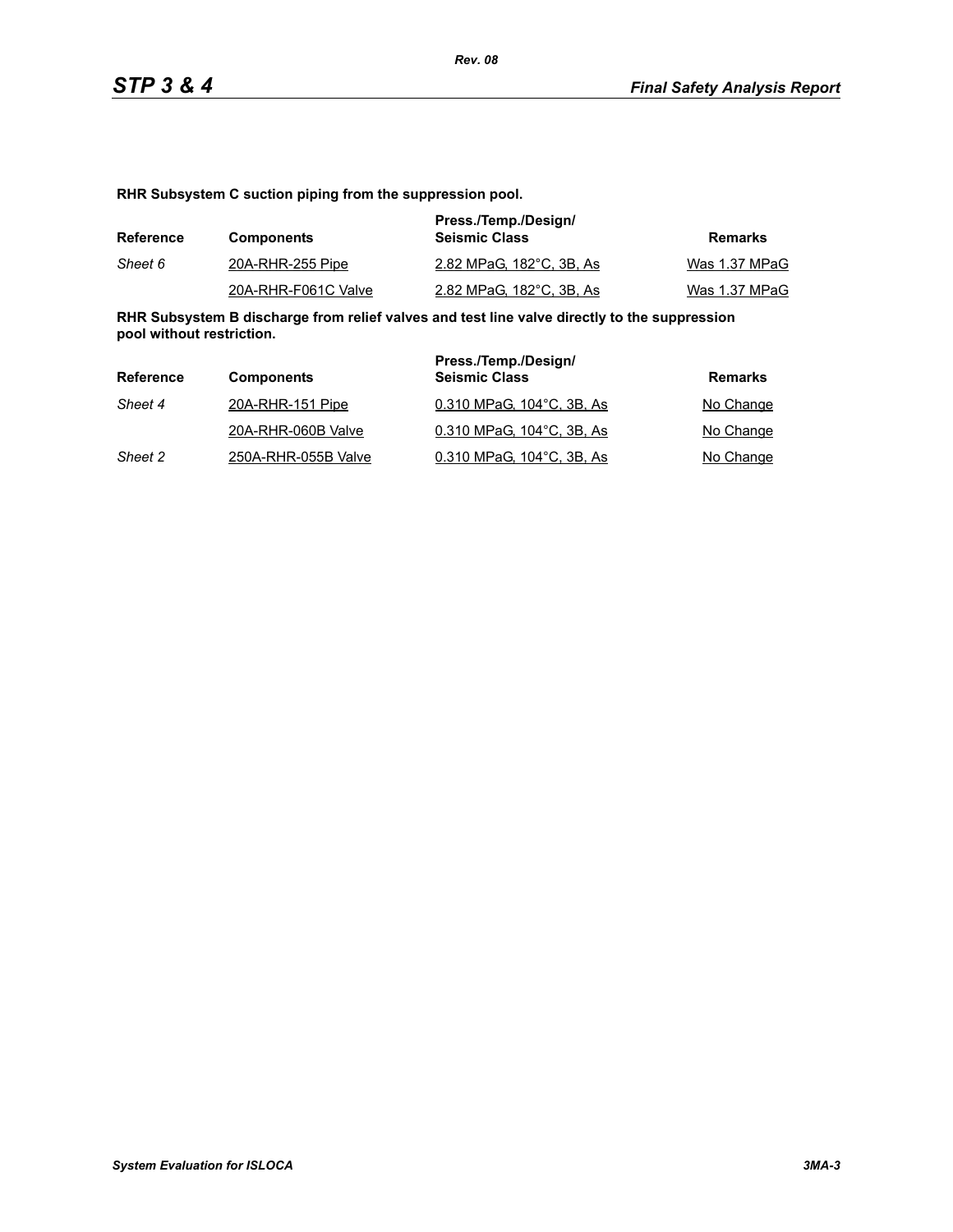**RHR Subsystem C suction piping from the suppression pool.**

| Reference | Components | Press./Temp./Design/ Seismic Class | Remarks |
|---|---|---|---|
| *Sheet 6* | 20A-RHR-255 Pipe | 2.82 MPaG, 182°C, 3B, As | Was 1.37 MPaG |
| | 20A-RHR-F061C Valve | 2.82 MPaG, 182°C, 3B, As | Was 1.37 MPaG |

**RHR Subsystem B discharge from relief valves and test line valve directly to the suppression pool without restriction.**

| Reference | Components | Press./Temp./Design/ Seismic Class | Remarks |
|---|---|---|---|
| *Sheet 4* | 20A-RHR-151 Pipe | 0.310 MPaG, 104°C, 3B, As | No Change |
| | 20A-RHR-060B Valve | 0.310 MPaG, 104°C, 3B, As | No Change |
| *Sheet 2* | 250A-RHR-055B Valve | 0.310 MPaG, 104°C, 3B, As | No Change |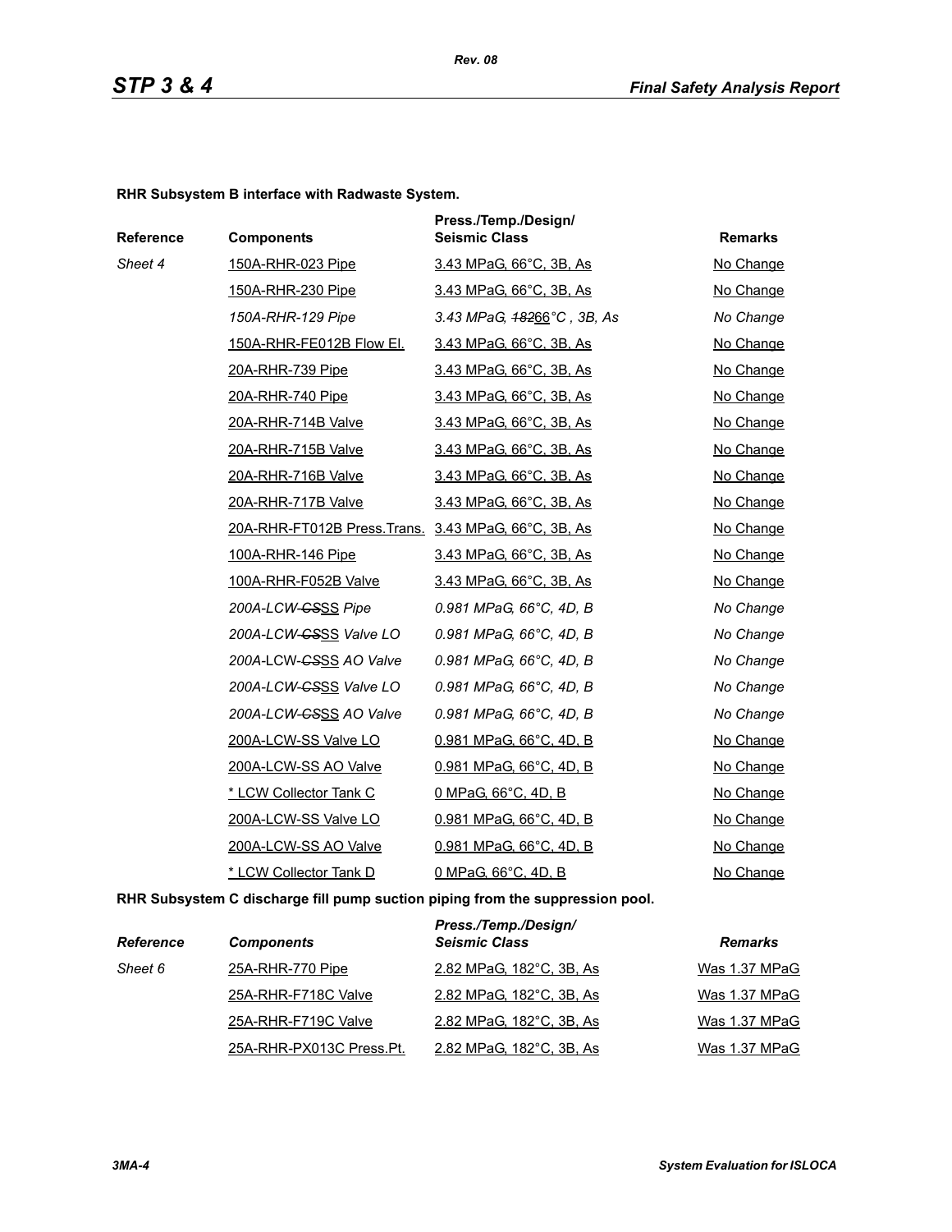**RHR Subsystem B interface with Radwaste System.**

| Reference | Components | Press./Temp./Design/ Seismic Class | Remarks |
|---|---|---|---|
| *Sheet 4* | 150A-RHR-023 Pipe | 3.43 MPaG, 66°C, 3B, As | No Change |
| | 150A-RHR-230 Pipe | 3.43 MPaG, 66°C, 3B, As | No Change |
| | *150A-RHR-129 Pipe* | *3.43 MPaG, ~~182~~66°C , 3B, As* | *No Change* |
| | 150A-RHR-FE012B Flow El. | 3.43 MPaG, 66°C, 3B, As | No Change |
| | 20A-RHR-739 Pipe | 3.43 MPaG, 66°C, 3B, As | No Change |
| | 20A-RHR-740 Pipe | 3.43 MPaG, 66°C, 3B, As | No Change |
| | 20A-RHR-714B Valve | 3.43 MPaG, 66°C, 3B, As | No Change |
| | 20A-RHR-715B Valve | 3.43 MPaG, 66°C, 3B, As | No Change |
| | 20A-RHR-716B Valve | 3.43 MPaG, 66°C, 3B, As | No Change |
| | 20A-RHR-717B Valve | 3.43 MPaG, 66°C, 3B, As | No Change |
| | 20A-RHR-FT012B Press.Trans. | 3.43 MPaG, 66°C, 3B, As | No Change |
| | 100A-RHR-146 Pipe | 3.43 MPaG, 66°C, 3B, As | No Change |
| | 100A-RHR-F052B Valve | 3.43 MPaG, 66°C, 3B, As | No Change |
| | *200A-LCW-~~CS~~SS Pipe* | *0.981 MPaG, 66°C, 4D, B* | *No Change* |
| | *200A-LCW-~~CS~~SS Valve LO* | *0.981 MPaG, 66°C, 4D, B* | *No Change* |
| | *200A-LCW-~~CS~~SS AO Valve* | *0.981 MPaG, 66°C, 4D, B* | *No Change* |
| | *200A-LCW-~~CS~~SS Valve LO* | *0.981 MPaG, 66°C, 4D, B* | *No Change* |
| | *200A-LCW-~~CS~~SS AO Valve* | *0.981 MPaG, 66°C, 4D, B* | *No Change* |
| | 200A-LCW-SS Valve LO | 0.981 MPaG, 66°C, 4D, B | No Change |
| | 200A-LCW-SS AO Valve | 0.981 MPaG, 66°C, 4D, B | No Change |
| | * LCW Collector Tank C | 0 MPaG, 66°C, 4D, B | No Change |
| | 200A-LCW-SS Valve LO | 0.981 MPaG, 66°C, 4D, B | No Change |
| | 200A-LCW-SS AO Valve | 0.981 MPaG, 66°C, 4D, B | No Change |
| | * LCW Collector Tank D | 0 MPaG, 66°C, 4D, B | No Change |

**RHR Subsystem C discharge fill pump suction piping from the suppression pool.**

| *Reference* | *Components* | *Press./Temp./Design/ Seismic Class* | *Remarks* |
|---|---|---|---|
| *Sheet 6* | 25A-RHR-770 Pipe | 2.82 MPaG, 182°C, 3B, As | Was 1.37 MPaG |
| | 25A-RHR-F718C Valve | 2.82 MPaG, 182°C, 3B, As | Was 1.37 MPaG |
| | 25A-RHR-F719C Valve | 2.82 MPaG, 182°C, 3B, As | Was 1.37 MPaG |
| | 25A-RHR-PX013C Press.Pt. | 2.82 MPaG, 182°C, 3B, As | Was 1.37 MPaG |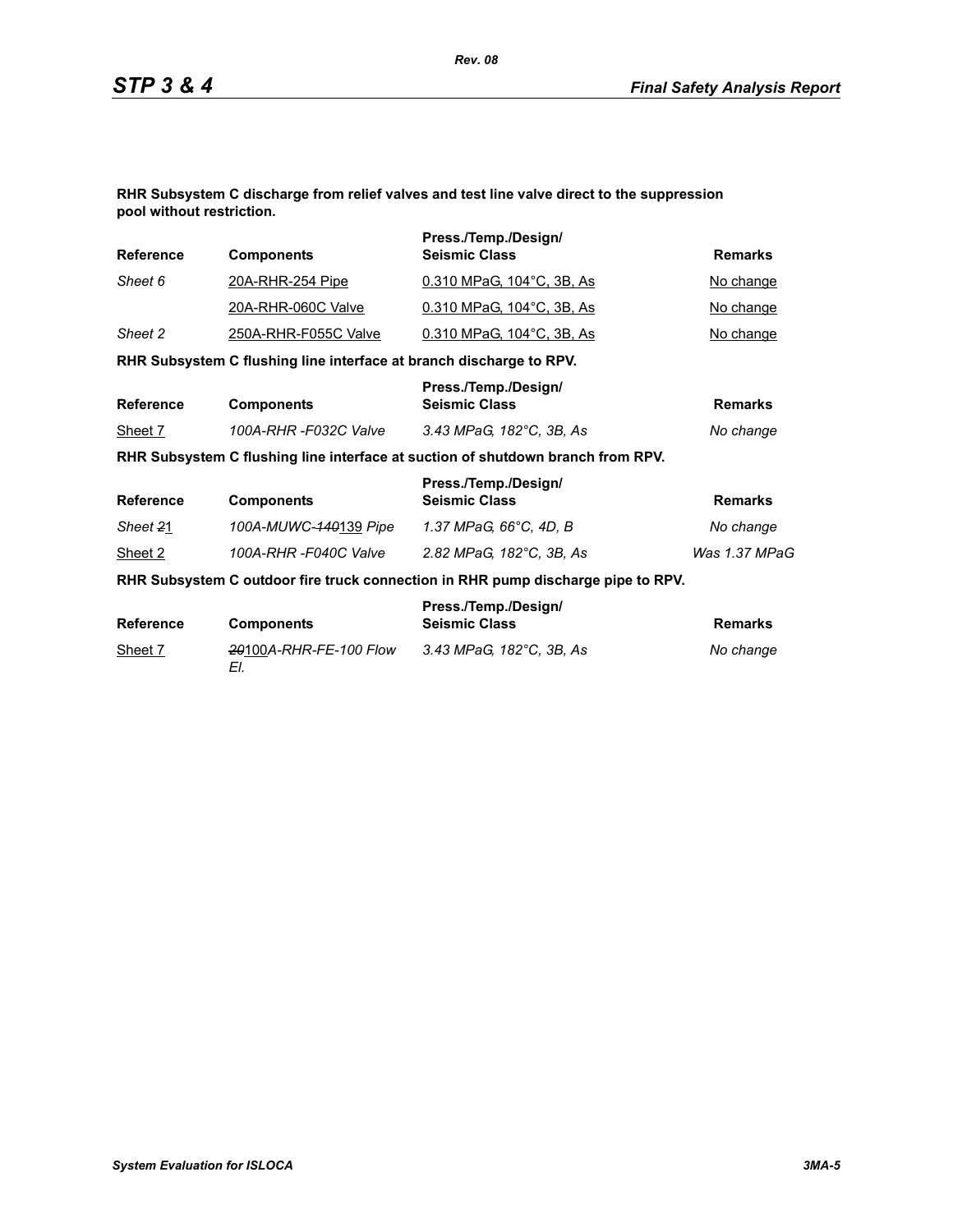**RHR Subsystem C discharge from relief valves and test line valve direct to the suppression pool without restriction.**

| Reference | Components | Press./Temp./Design/ Seismic Class | Remarks |
|---|---|---|---|
| *Sheet 6* | 20A-RHR-254 Pipe | 0.310 MPaG, 104°C, 3B, As | No change |
| | 20A-RHR-060C Valve | 0.310 MPaG, 104°C, 3B, As | No change |
| *Sheet 2* | 250A-RHR-F055C Valve | 0.310 MPaG, 104°C, 3B, As | No change |

**RHR Subsystem C flushing line interface at branch discharge to RPV.**

| Reference | Components | Press./Temp./Design/ Seismic Class | Remarks |
|---|---|---|---|
| Sheet 7 | *100A-RHR -F032C Valve* | *3.43 MPaG, 182°C, 3B, As* | *No change* |

**RHR Subsystem C flushing line interface at suction of shutdown branch from RPV.**

| Reference | Components | Press./Temp./Design/ Seismic Class | Remarks |
|---|---|---|---|
| *Sheet ~~2~~1* | *100A-MUWC-~~140~~139 Pipe* | *1.37 MPaG, 66°C, 4D, B* | *No change* |
| Sheet 2 | *100A-RHR -F040C Valve* | *2.82 MPaG, 182°C, 3B, As* | *Was 1.37 MPaG* |

**RHR Subsystem C outdoor fire truck connection in RHR pump discharge pipe to RPV.**

| Reference | Components | Press./Temp./Design/ Seismic Class | Remarks |
|---|---|---|---|
| Sheet 7 | *~~20~~100A-RHR-FE-100 Flow El.* | *3.43 MPaG, 182°C, 3B, As* | *No change* |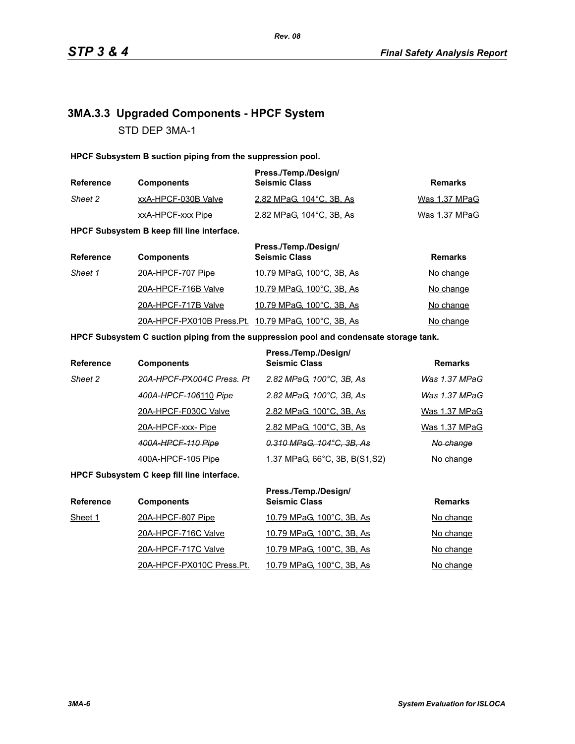### 3MA.3.3 Upgraded Components - HPCF System

STD DEP 3MA-1

**HPCF Subsystem B suction piping from the suppression pool.**

| Reference | Components | Press./Temp./Design/ Seismic Class | Remarks |
|---|---|---|---|
| *Sheet 2* | xxA-HPCF-030B Valve | 2.82 MPaG, 104°C, 3B, As | Was 1.37 MPaG |
| | xxA-HPCF-xxx Pipe | 2.82 MPaG, 104°C, 3B, As | Was 1.37 MPaG |

**HPCF Subsystem B keep fill line interface.**

| Reference | Components | Press./Temp./Design/ Seismic Class | Remarks |
|---|---|---|---|
| *Sheet 1* | 20A-HPCF-707 Pipe | 10.79 MPaG, 100°C, 3B, As | No change |
| | 20A-HPCF-716B Valve | 10.79 MPaG, 100°C, 3B, As | No change |
| | 20A-HPCF-717B Valve | 10.79 MPaG, 100°C, 3B, As | No change |
| | 20A-HPCF-PX010B Press.Pt. | 10.79 MPaG, 100°C, 3B, As | No change |

**HPCF Subsystem C suction piping from the suppression pool and condensate storage tank.**

| Reference | Components | Press./Temp./Design/ Seismic Class | Remarks |
|---|---|---|---|
| *Sheet 2* | *20A-HPCF-PX004C Press. Pt* | *2.82 MPaG, 100°C, 3B, As* | *Was 1.37 MPaG* |
| | *400A-HPCF-~~106~~110 Pipe* | *2.82 MPaG, 100°C, 3B, As* | *Was 1.37 MPaG* |
| | 20A-HPCF-F030C Valve | 2.82 MPaG, 100°C, 3B, As | Was 1.37 MPaG |
| | 20A-HPCF-xxx- Pipe | 2.82 MPaG, 100°C, 3B, As | Was 1.37 MPaG |
| | ~~*400A-HPCF-110 Pipe*~~ | ~~*0.310 MPaG, 104°C, 3B, As*~~ | ~~*No change*~~ |
| | 400A-HPCF-105 Pipe | 1.37 MPaG, 66°C, 3B, B(S1,S2) | No change |

**HPCF Subsystem C keep fill line interface.**

| Reference | Components | Press./Temp./Design/ Seismic Class | Remarks |
|---|---|---|---|
| Sheet 1 | 20A-HPCF-807 Pipe | 10.79 MPaG, 100°C, 3B, As | No change |
| | 20A-HPCF-716C Valve | 10.79 MPaG, 100°C, 3B, As | No change |
| | 20A-HPCF-717C Valve | 10.79 MPaG, 100°C, 3B, As | No change |
| | 20A-HPCF-PX010C Press.Pt. | 10.79 MPaG, 100°C, 3B, As | No change |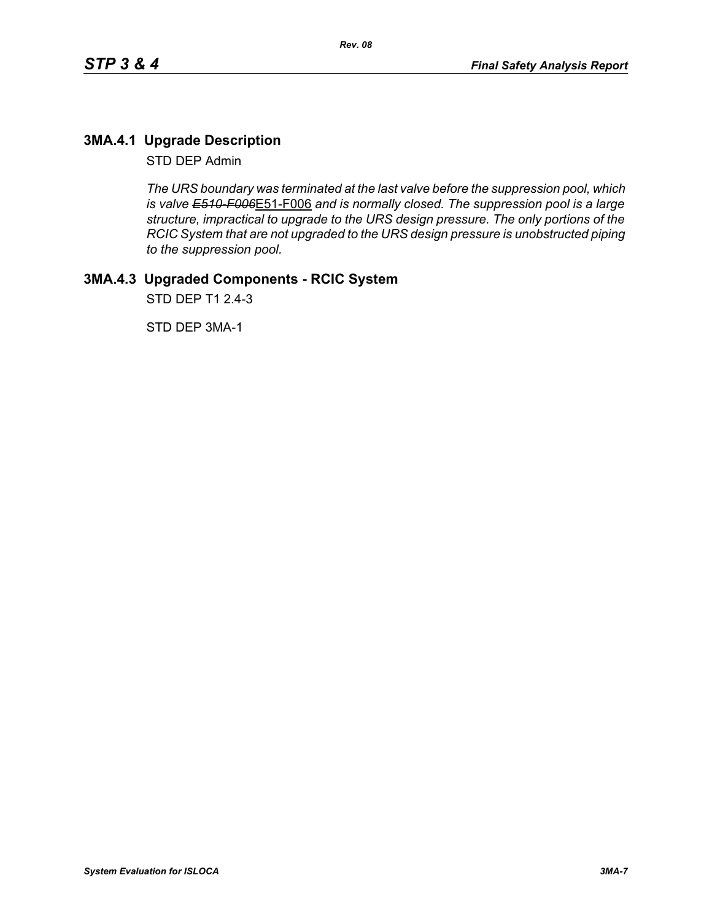## 3MA.4.1 Upgrade Description

STD DEP Admin

*The URS boundary was terminated at the last valve before the suppression pool, which is valve ~~E510-F006~~*E51-F006 *and is normally closed. The suppression pool is a large structure, impractical to upgrade to the URS design pressure. The only portions of the RCIC System that are not upgraded to the URS design pressure is unobstructed piping to the suppression pool.*

## 3MA.4.3 Upgraded Components - RCIC System

STD DEP T1 2.4-3

STD DEP 3MA-1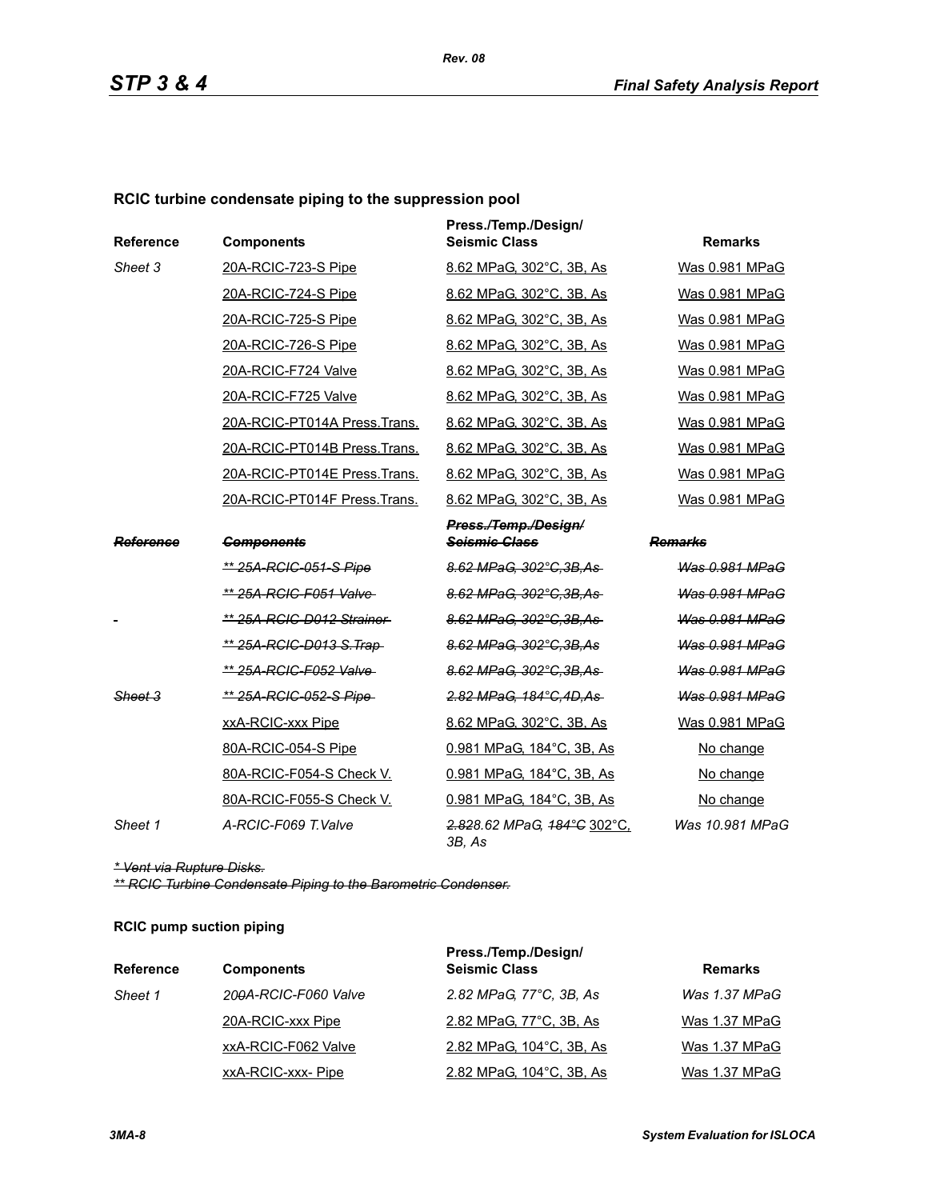### RCIC turbine condensate piping to the suppression pool

| Reference | Components | Press./Temp./Design/ Seismic Class | Remarks |
|---|---|---|---|
| *Sheet 3* | 20A-RCIC-723-S Pipe | 8.62 MPaG, 302°C, 3B, As | Was 0.981 MPaG |
| | 20A-RCIC-724-S Pipe | 8.62 MPaG, 302°C, 3B, As | Was 0.981 MPaG |
| | 20A-RCIC-725-S Pipe | 8.62 MPaG, 302°C, 3B, As | Was 0.981 MPaG |
| | 20A-RCIC-726-S Pipe | 8.62 MPaG, 302°C, 3B, As | Was 0.981 MPaG |
| | 20A-RCIC-F724 Valve | 8.62 MPaG, 302°C, 3B, As | Was 0.981 MPaG |
| | 20A-RCIC-F725 Valve | 8.62 MPaG, 302°C, 3B, As | Was 0.981 MPaG |
| | 20A-RCIC-PT014A Press.Trans. | 8.62 MPaG, 302°C, 3B, As | Was 0.981 MPaG |
| | 20A-RCIC-PT014B Press.Trans. | 8.62 MPaG, 302°C, 3B, As | Was 0.981 MPaG |
| | 20A-RCIC-PT014E Press.Trans. | 8.62 MPaG, 302°C, 3B, As | Was 0.981 MPaG |
| | 20A-RCIC-PT014F Press.Trans. | 8.62 MPaG, 302°C, 3B, As | Was 0.981 MPaG |
| ~~*Reference*~~ | ~~*Components*~~ | ~~*Press./Temp./Design/ Seismic Class*~~ | ~~*Remarks*~~ |
| | ~~*** 25A-RCIC-051-S Pipe*~~ | ~~*8.62 MPaG, 302°C,3B,As*~~ | ~~*Was 0.981 MPaG*~~ |
| | ~~*** 25A-RCIC-F051 Valve*~~ | ~~*8.62 MPaG, 302°C,3B,As*~~ | ~~*Was 0.981 MPaG*~~ |
| | ~~*** 25A-RCIC-D012 Strainer*~~ | ~~*8.62 MPaG, 302°C,3B,As*~~ | ~~*Was 0.981 MPaG*~~ |
| | ~~*** 25A-RCIC-D013 S.Trap*~~ | ~~*8.62 MPaG, 302°C,3B,As*~~ | ~~*Was 0.981 MPaG*~~ |
| | ~~*** 25A-RCIC-F052 Valve*~~ | ~~*8.62 MPaG, 302°C,3B,As*~~ | ~~*Was 0.981 MPaG*~~ |
| ~~*Sheet 3*~~ | ~~*** 25A-RCIC-052-S Pipe*~~ | ~~*2.82 MPaG, 184°C,4D,As*~~ | ~~*Was 0.981 MPaG*~~ |
| | xxA-RCIC-xxx Pipe | 8.62 MPaG, 302°C, 3B, As | Was 0.981 MPaG |
| | 80A-RCIC-054-S Pipe | 0.981 MPaG, 184°C, 3B, As | No change |
| | 80A-RCIC-F054-S Check V. | 0.981 MPaG, 184°C, 3B, As | No change |
| | 80A-RCIC-F055-S Check V. | 0.981 MPaG, 184°C, 3B, As | No change |
| *Sheet 1* | *A-RCIC-F069 T.Valve* | *~~2.82~~8.62 MPaG, ~~184°C~~* 302°C, *3B, As* | *Was 10.981 MPaG* |

~~** Vent via Rupture Disks.*~~

~~*** RCIC Turbine Condensate Piping to the Barometric Condenser.*~~

### RCIC pump suction piping

| Reference | Components | Press./Temp./Design/ Seismic Class | Remarks |
|---|---|---|---|
| *Sheet 1* | *20~~0~~A-RCIC-F060 Valve* | *2.82 MPaG, 77°C, 3B, As* | *Was 1.37 MPaG* |
| | 20A-RCIC-xxx Pipe | 2.82 MPaG, 77°C, 3B, As | Was 1.37 MPaG |
| | xxA-RCIC-F062 Valve | 2.82 MPaG, 104°C, 3B, As | Was 1.37 MPaG |
| | xxA-RCIC-xxx- Pipe | 2.82 MPaG, 104°C, 3B, As | Was 1.37 MPaG |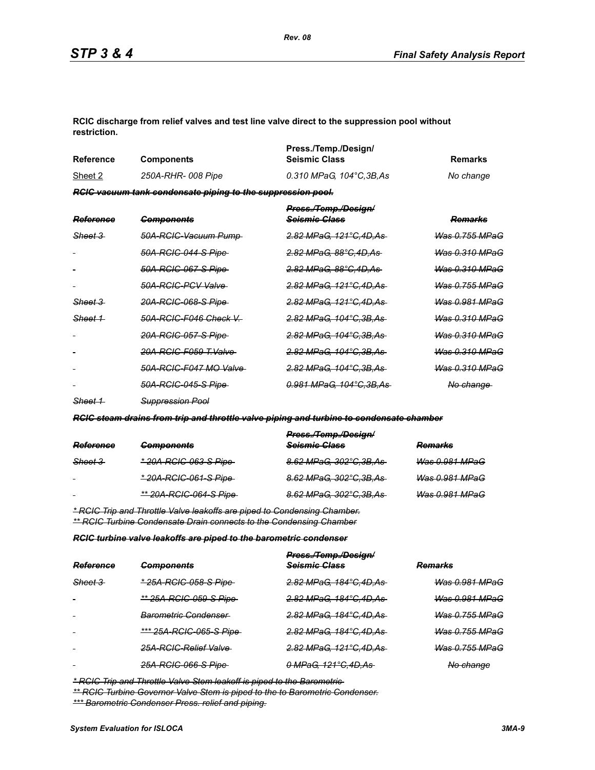**RCIC discharge from relief valves and test line valve direct to the suppression pool without restriction.**

| Reference | Components | Press./Temp./Design/ Seismic Class | Remarks |
|---|---|---|---|
| Sheet 2 | *250A-RHR- 008 Pipe* | *0.310 MPaG, 104°C,3B,As* | *No change* |

~~***RCIC vacuum tank condensate piping to the suppression pool.***~~

| ~~*Reference*~~ | ~~*Components*~~ | ~~*Press./Temp./Design/ Seismic Class*~~ | ~~*Remarks*~~ |
|---|---|---|---|
| ~~*Sheet 3*~~ | ~~*50A-RCIC-Vacuum Pump*~~ | ~~*2.82 MPaG, 121°C,4D,As*~~ | ~~*Was 0.755 MPaG*~~ |
| ~~-~~ | ~~*50A-RCIC-044-S Pipe*~~ | ~~*2.82 MPaG, 88°C,4D,As*~~ | ~~*Was 0.310 MPaG*~~ |
| ~~-~~ | ~~*50A-RCIC-067-S Pipe*~~ | ~~*2.82 MPaG, 88°C,4D,As*~~ | ~~*Was 0.310 MPaG*~~ |
| ~~-~~ | ~~*50A-RCIC-PCV Valve*~~ | ~~*2.82 MPaG, 121°C,4D,As*~~ | ~~*Was 0.755 MPaG*~~ |
| ~~*Sheet 3*~~ | ~~*20A-RCIC-068-S Pipe*~~ | ~~*2.82 MPaG, 121°C,4D,As*~~ | ~~*Was 0.981 MPaG*~~ |
| ~~*Sheet 1*~~ | ~~*50A-RCIC-F046 Check V.*~~ | ~~*2.82 MPaG, 104°C,3B,As*~~ | ~~*Was 0.310 MPaG*~~ |
| ~~-~~ | ~~*20A-RCIC-057-S Pipe*~~ | ~~*2.82 MPaG, 104°C,3B,As*~~ | ~~*Was 0.310 MPaG*~~ |
| ~~-~~ | ~~*20A-RCIC-F059 T.Valve*~~ | ~~*2.82 MPaG, 104°C,3B,As*~~ | ~~*Was 0.310 MPaG*~~ |
| ~~-~~ | ~~*50A-RCIC-F047 MO Valve*~~ | ~~*2.82 MPaG, 104°C,3B,As*~~ | ~~*Was 0.310 MPaG*~~ |
| ~~-~~ | ~~*50A-RCIC-045-S Pipe*~~ | ~~*0.981 MPaG, 104°C,3B,As*~~ | ~~*No change*~~ |
| ~~*Sheet 1*~~ | ~~*Suppression Pool*~~ | | |

~~***RCIC steam drains from trip and throttle valve piping and turbine to condensate chamber***~~

| ~~*Reference*~~ | ~~*Components*~~ | ~~*Press./Temp./Design/ Seismic Class*~~ | ~~*Remarks*~~ |
|---|---|---|---|
| ~~*Sheet 3*~~ | ~~*\* 20A-RCIC-063-S Pipe*~~ | ~~*8.62 MPaG, 302°C,3B,As*~~ | ~~*Was 0.981 MPaG*~~ |
| ~~-~~ | ~~*\* 20A-RCIC-061-S Pipe*~~ | ~~*8.62 MPaG, 302°C,3B,As*~~ | ~~*Was 0.981 MPaG*~~ |
| ~~-~~ | ~~*\*\* 20A-RCIC-064-S Pipe*~~ | ~~*8.62 MPaG, 302°C,3B,As*~~ | ~~*Was 0.981 MPaG*~~ |

~~*\* RCIC Trip and Throttle Valve leakoffs are piped to Condensing Chamber.*~~
~~*\*\* RCIC Turbine Condensate Drain connects to the Condensing Chamber*~~

~~***RCIC turbine valve leakoffs are piped to the barometric condenser***~~

| ~~*Reference*~~ | ~~*Components*~~ | ~~*Press./Temp./Design/ Seismic Class*~~ | ~~*Remarks*~~ |
|---|---|---|---|
| ~~*Sheet 3*~~ | ~~*\* 25A-RCIC-058-S Pipe*~~ | ~~*2.82 MPaG, 184°C,4D,As*~~ | ~~*Was 0.981 MPaG*~~ |
| ~~-~~ | ~~*\*\* 25A-RCIC-059-S Pipe*~~ | ~~*2.82 MPaG, 184°C,4D,As*~~ | ~~*Was 0.981 MPaG*~~ |
| ~~-~~ | ~~*Barometric Condenser*~~ | ~~*2.82 MPaG, 184°C,4D,As*~~ | ~~*Was 0.755 MPaG*~~ |
| ~~-~~ | ~~*\*\*\* 25A-RCIC-065-S Pipe*~~ | ~~*2.82 MPaG, 184°C,4D,As*~~ | ~~*Was 0.755 MPaG*~~ |
| ~~-~~ | ~~*25A-RCIC-Relief Valve*~~ | ~~*2.82 MPaG, 121°C,4D,As*~~ | ~~*Was 0.755 MPaG*~~ |
| ~~-~~ | ~~*25A-RCIC-066-S Pipe*~~ | ~~*0 MPaG, 121°C,4D,As*~~ | ~~*No change*~~ |

~~*\* RCIC Trip and Throttle Valve Stem leakoff is piped to the Barometric*~~
~~*\*\* RCIC Turbine Governor Valve Stem is piped to the to Barometric Condenser.*~~
~~*\*\*\* Barometric Condenser Press. relief and piping.*~~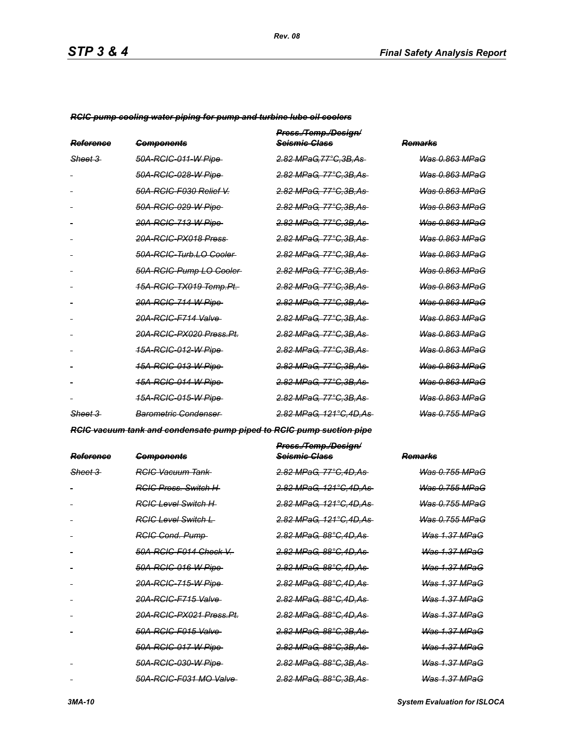~~*RCIC pump cooling water piping for pump and turbine lube oil coolers*~~

| ~~*Reference*~~ | ~~*Components*~~ | ~~*Press./Temp./Design/ Seismic Class*~~ | ~~*Remarks*~~ |
|---|---|---|---|
| ~~*Sheet 3*~~ | ~~*50A-RCIC-011-W Pipe*~~ | ~~*2.82 MPaG,77°C,3B,As*~~ | ~~*Was 0.863 MPaG*~~ |
| - | ~~*50A-RCIC-028-W Pipe*~~ | ~~*2.82 MPaG, 77°C,3B,As*~~ | ~~*Was 0.863 MPaG*~~ |
| - | ~~*50A-RCIC-F030 Relief V.*~~ | ~~*2.82 MPaG, 77°C,3B,As*~~ | ~~*Was 0.863 MPaG*~~ |
| - | ~~*50A-RCIC-029-W Pipe*~~ | ~~*2.82 MPaG, 77°C,3B,As*~~ | ~~*Was 0.863 MPaG*~~ |
| - | ~~*20A-RCIC-713-W Pipe*~~ | ~~*2.82 MPaG, 77°C,3B,As*~~ | ~~*Was 0.863 MPaG*~~ |
| - | ~~*20A-RCIC-PX018 Press*~~ | ~~*2.82 MPaG, 77°C,3B,As*~~ | ~~*Was 0.863 MPaG*~~ |
| - | ~~*50A-RCIC-Turb.LO Cooler*~~ | ~~*2.82 MPaG, 77°C,3B,As*~~ | ~~*Was 0.863 MPaG*~~ |
| - | ~~*50A-RCIC-Pump LO Cooler*~~ | ~~*2.82 MPaG, 77°C,3B,As*~~ | ~~*Was 0.863 MPaG*~~ |
| - | ~~*15A-RCIC-TX019 Temp.Pt.*~~ | ~~*2.82 MPaG, 77°C,3B,As*~~ | ~~*Was 0.863 MPaG*~~ |
| - | ~~*20A-RCIC-714-W Pipe*~~ | ~~*2.82 MPaG, 77°C,3B,As*~~ | ~~*Was 0.863 MPaG*~~ |
| - | ~~*20A-RCIC-F714 Valve*~~ | ~~*2.82 MPaG, 77°C,3B,As*~~ | ~~*Was 0.863 MPaG*~~ |
| - | ~~*20A-RCIC-PX020 Press.Pt.*~~ | ~~*2.82 MPaG, 77°C,3B,As*~~ | ~~*Was 0.863 MPaG*~~ |
| - | ~~*15A-RCIC-012-W Pipe*~~ | ~~*2.82 MPaG, 77°C,3B,As*~~ | ~~*Was 0.863 MPaG*~~ |
| - | ~~*15A-RCIC-013-W Pipe*~~ | ~~*2.82 MPaG, 77°C,3B,As*~~ | ~~*Was 0.863 MPaG*~~ |
| - | ~~*15A-RCIC-014-W Pipe*~~ | ~~*2.82 MPaG, 77°C,3B,As*~~ | ~~*Was 0.863 MPaG*~~ |
| - | ~~*15A-RCIC-015-W Pipe*~~ | ~~*2.82 MPaG, 77°C,3B,As*~~ | ~~*Was 0.863 MPaG*~~ |
| ~~*Sheet 3*~~ | ~~*Barometric Condenser*~~ | ~~*2.82 MPaG, 121°C,4D,As*~~ | ~~*Was 0.755 MPaG*~~ |

~~*RCIC vacuum tank and condensate pump piped to RCIC pump suction pipe*~~

| ~~*Reference*~~ | ~~*Components*~~ | ~~*Press./Temp./Design/ Seismic Class*~~ | ~~*Remarks*~~ |
|---|---|---|---|
| ~~*Sheet 3*~~ | ~~*RCIC Vacuum Tank*~~ | ~~*2.82 MPaG, 77°C,4D,As*~~ | ~~*Was 0.755 MPaG*~~ |
| - | ~~*RCIC Press. Switch H*~~ | ~~*2.82 MPaG, 121°C,4D,As*~~ | ~~*Was 0.755 MPaG*~~ |
| - | ~~*RCIC Level Switch H*~~ | ~~*2.82 MPaG, 121°C,4D,As*~~ | ~~*Was 0.755 MPaG*~~ |
| - | ~~*RCIC Level Switch L*~~ | ~~*2.82 MPaG, 121°C,4D,As*~~ | ~~*Was 0.755 MPaG*~~ |
| - | ~~*RCIC Cond. Pump*~~ | ~~*2.82 MPaG, 88°C,4D,As*~~ | ~~*Was 1.37 MPaG*~~ |
| - | ~~*50A-RCIC-F014 Check V.*~~ | ~~*2.82 MPaG, 88°C,4D,As*~~ | ~~*Was 1.37 MPaG*~~ |
| - | ~~*50A-RCIC-016-W Pipe*~~ | ~~*2.82 MPaG, 88°C,4D,As*~~ | ~~*Was 1.37 MPaG*~~ |
| - | ~~*20A-RCIC-715-W Pipe*~~ | ~~*2.82 MPaG, 88°C,4D,As*~~ | ~~*Was 1.37 MPaG*~~ |
| - | ~~*20A-RCIC-F715 Valve*~~ | ~~*2.82 MPaG, 88°C,4D,As*~~ | ~~*Was 1.37 MPaG*~~ |
| - | ~~*20A-RCIC-PX021 Press.Pt.*~~ | ~~*2.82 MPaG, 88°C,4D,As*~~ | ~~*Was 1.37 MPaG*~~ |
| - | ~~*50A-RCIC-F015 Valve*~~ | ~~*2.82 MPaG, 88°C,3B,As*~~ | ~~*Was 1.37 MPaG*~~ |
| | ~~*50A-RCIC-017-W Pipe*~~ | ~~*2.82 MPaG, 88°C,3B,As*~~ | ~~*Was 1.37 MPaG*~~ |
| - | ~~*50A-RCIC-030-W Pipe*~~ | ~~*2.82 MPaG, 88°C,3B,As*~~ | ~~*Was 1.37 MPaG*~~ |
| - | ~~*50A-RCIC-F031 MO Valve*~~ | ~~*2.82 MPaG, 88°C,3B,As*~~ | ~~*Was 1.37 MPaG*~~ |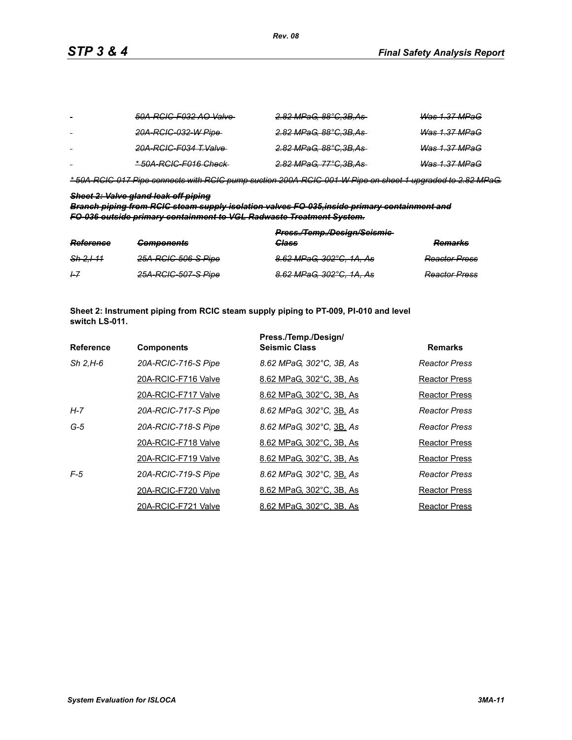| | | | |
|---|---|---|---|
| - | ~~*50A-RCIC-F032 AO Valve*~~ | ~~*2.82 MPaG, 88°C,3B,As*~~ | ~~*Was 1.37 MPaG*~~ |
| - | ~~*20A-RCIC-032-W Pipe*~~ | ~~*2.82 MPaG, 88°C,3B,As*~~ | ~~*Was 1.37 MPaG*~~ |
| - | ~~*20A-RCIC-F034 T.Valve*~~ | ~~*2.82 MPaG, 88°C,3B,As*~~ | ~~*Was 1.37 MPaG*~~ |
| - | ~~** 50A-RCIC-F016 Check*~~ | ~~*2.82 MPaG, 77°C,3B,As*~~ | ~~*Was 1.37 MPaG*~~ |

~~** 50A-RCIC-017 Pipe connects with RCIC pump suction 200A-RCIC-001-W Pipe on sheet 1 upgraded to 2.82 MPaG.*~~

~~***Sheet 2: Valve gland leak-off piping***~~

~~***Branch piping from RCIC steam supply isolation valves FO-035,inside primary containment and FO-036 outside primary containment to VGL Radwaste Treatment System.***~~

| ~~***Reference***~~ | ~~***Components***~~ | ~~***Press./Temp./Design/Seismic Class***~~ | ~~***Remarks***~~ |
|---|---|---|---|
| ~~*Sh 2,I-11*~~ | ~~*25A-RCIC-506-S Pipe*~~ | ~~*8.62 MPaG, 302°C, 1A, As*~~ | ~~*Reactor Press*~~ |
| ~~*I-7*~~ | ~~*25A-RCIC-507-S Pipe*~~ | ~~*8.62 MPaG, 302°C, 1A, As*~~ | ~~*Reactor Press*~~ |

**Sheet 2: Instrument piping from RCIC steam supply piping to PT-009, PI-010 and level switch LS-011.**

| Reference | Components | Press./Temp./Design/ Seismic Class | Remarks |
|---|---|---|---|
| *Sh 2,H-6* | *20A-RCIC-716-S Pipe* | *8.62 MPaG, 302°C, 3B, As* | *Reactor Press* |
| | 20A-RCIC-F716 Valve | 8.62 MPaG, 302°C, 3B, As | Reactor Press |
| | 20A-RCIC-F717 Valve | 8.62 MPaG, 302°C, 3B, As | Reactor Press |
| *H-7* | *20A-RCIC-717-S Pipe* | *8.62 MPaG, 302°C, 3B, As* | *Reactor Press* |
| *G-5* | *20A-RCIC-718-S Pipe* | *8.62 MPaG, 302°C, 3B, As* | *Reactor Press* |
| | 20A-RCIC-F718 Valve | 8.62 MPaG, 302°C, 3B, As | Reactor Press |
| | 20A-RCIC-F719 Valve | 8.62 MPaG, 302°C, 3B, As | Reactor Press |
| *F-5* | *20A-RCIC-719-S Pipe* | *8.62 MPaG, 302°C, 3B, As* | *Reactor Press* |
| | 20A-RCIC-F720 Valve | 8.62 MPaG, 302°C, 3B, As | Reactor Press |
| | 20A-RCIC-F721 Valve | 8.62 MPaG, 302°C, 3B, As | Reactor Press |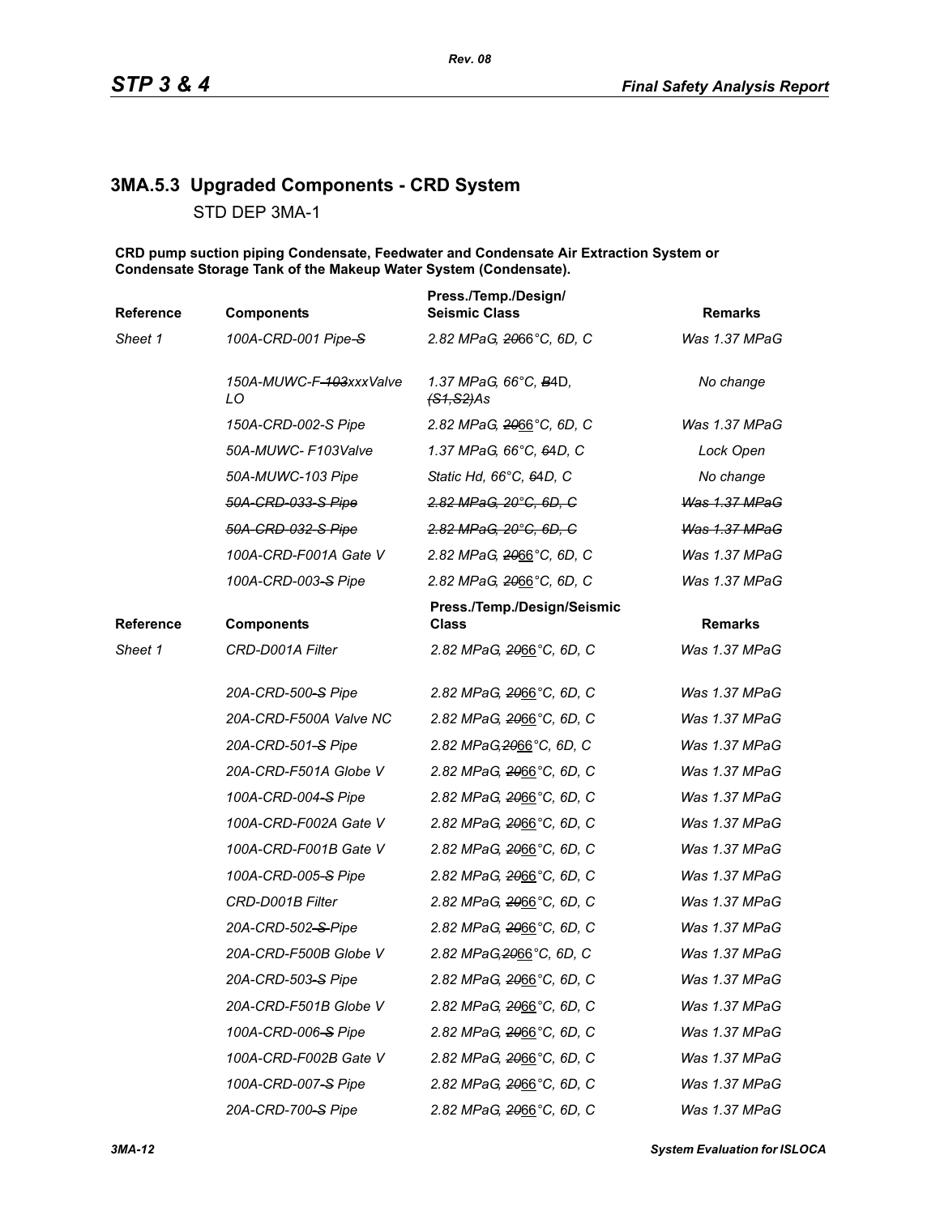## 3MA.5.3 Upgraded Components - CRD System

STD DEP 3MA-1

**CRD pump suction piping Condensate, Feedwater and Condensate Air Extraction System or Condensate Storage Tank of the Makeup Water System (Condensate).**

| Reference | Components | Press./Temp./Design/ Seismic Class | Remarks |
|---|---|---|---|
| *Sheet 1* | *100A-CRD-001 Pipe-S* | *2.82 MPaG, 2066°C, 6D, C* | *Was 1.37 MPaG* |
| | *150A-MUWC-F-103xxxValve LO* | *1.37 MPaG, 66°C, B4D, (S1,S2)As* | *No change* |
| | *150A-CRD-002-S Pipe* | *2.82 MPaG, 2066°C, 6D, C* | *Was 1.37 MPaG* |
| | *50A-MUWC- F103Valve* | *1.37 MPaG, 66°C, 64D, C* | *Lock Open* |
| | *50A-MUWC-103 Pipe* | *Static Hd, 66°C, 64D, C* | *No change* |
| | ~~*50A-CRD-033-S Pipe*~~ | ~~*2.82 MPaG, 20°C, 6D, C*~~ | ~~*Was 1.37 MPaG*~~ |
| | ~~*50A-CRD-032-S Pipe*~~ | ~~*2.82 MPaG, 20°C, 6D, C*~~ | ~~*Was 1.37 MPaG*~~ |
| | *100A-CRD-F001A Gate V* | *2.82 MPaG, 2066°C, 6D, C* | *Was 1.37 MPaG* |
| | *100A-CRD-003-S Pipe* | *2.82 MPaG, 2066°C, 6D, C* | *Was 1.37 MPaG* |
| *Sheet 1* | *CRD-D001A Filter* | *2.82 MPaG, 2066°C, 6D, C* | *Was 1.37 MPaG* |
| | *20A-CRD-500-S Pipe* | *2.82 MPaG, 2066°C, 6D, C* | *Was 1.37 MPaG* |
| | *20A-CRD-F500A Valve NC* | *2.82 MPaG, 2066°C, 6D, C* | *Was 1.37 MPaG* |
| | *20A-CRD-501-S Pipe* | *2.82 MPaG,2066°C, 6D, C* | *Was 1.37 MPaG* |
| | *20A-CRD-F501A Globe V* | *2.82 MPaG, 2066°C, 6D, C* | *Was 1.37 MPaG* |
| | *100A-CRD-004-S Pipe* | *2.82 MPaG, 2066°C, 6D, C* | *Was 1.37 MPaG* |
| | *100A-CRD-F002A Gate V* | *2.82 MPaG, 2066°C, 6D, C* | *Was 1.37 MPaG* |
| | *100A-CRD-F001B Gate V* | *2.82 MPaG, 2066°C, 6D, C* | *Was 1.37 MPaG* |
| | *100A-CRD-005-S Pipe* | *2.82 MPaG, 2066°C, 6D, C* | *Was 1.37 MPaG* |
| | *CRD-D001B Filter* | *2.82 MPaG, 2066°C, 6D, C* | *Was 1.37 MPaG* |
| | *20A-CRD-502-S-Pipe* | *2.82 MPaG, 2066°C, 6D, C* | *Was 1.37 MPaG* |
| | *20A-CRD-F500B Globe V* | *2.82 MPaG,2066°C, 6D, C* | *Was 1.37 MPaG* |
| | *20A-CRD-503-S Pipe* | *2.82 MPaG, 2066°C, 6D, C* | *Was 1.37 MPaG* |
| | *20A-CRD-F501B Globe V* | *2.82 MPaG, 2066°C, 6D, C* | *Was 1.37 MPaG* |
| | *100A-CRD-006-S Pipe* | *2.82 MPaG, 2066°C, 6D, C* | *Was 1.37 MPaG* |
| | *100A-CRD-F002B Gate V* | *2.82 MPaG, 2066°C, 6D, C* | *Was 1.37 MPaG* |
| | *100A-CRD-007-S Pipe* | *2.82 MPaG, 2066°C, 6D, C* | *Was 1.37 MPaG* |
| | *20A-CRD-700-S Pipe* | *2.82 MPaG, 2066°C, 6D, C* | *Was 1.37 MPaG* |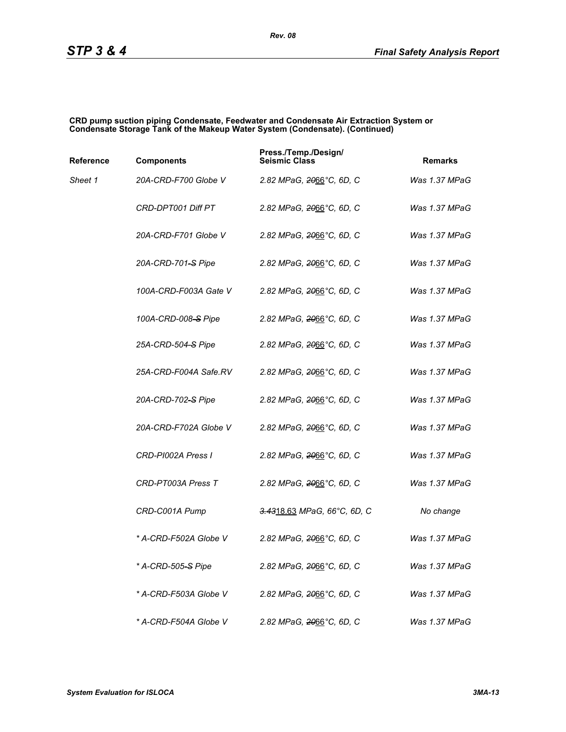**CRD pump suction piping Condensate, Feedwater and Condensate Air Extraction System or Condensate Storage Tank of the Makeup Water System (Condensate). (Continued)**

| Reference | Components | Press./Temp./Design/ Seismic Class | Remarks |
|---|---|---|---|
| *Sheet 1* | *20A-CRD-F700 Globe V* | *2.82 MPaG, ~~20~~66°C, 6D, C* | *Was 1.37 MPaG* |
| | *CRD-DPT001 Diff PT* | *2.82 MPaG, ~~20~~66°C, 6D, C* | *Was 1.37 MPaG* |
| | *20A-CRD-F701 Globe V* | *2.82 MPaG, ~~20~~66°C, 6D, C* | *Was 1.37 MPaG* |
| | *20A-CRD-701~~-S~~ Pipe* | *2.82 MPaG, ~~20~~66°C, 6D, C* | *Was 1.37 MPaG* |
| | *100A-CRD-F003A Gate V* | *2.82 MPaG, ~~20~~66°C, 6D, C* | *Was 1.37 MPaG* |
| | *100A-CRD-008~~-S~~ Pipe* | *2.82 MPaG, ~~20~~66°C, 6D, C* | *Was 1.37 MPaG* |
| | *25A-CRD-504~~-S~~ Pipe* | *2.82 MPaG, ~~20~~66°C, 6D, C* | *Was 1.37 MPaG* |
| | *25A-CRD-F004A Safe.RV* | *2.82 MPaG, ~~20~~66°C, 6D, C* | *Was 1.37 MPaG* |
| | *20A-CRD-702~~-S~~ Pipe* | *2.82 MPaG, ~~20~~66°C, 6D, C* | *Was 1.37 MPaG* |
| | *20A-CRD-F702A Globe V* | *2.82 MPaG, ~~20~~66°C, 6D, C* | *Was 1.37 MPaG* |
| | *CRD-PI002A Press I* | *2.82 MPaG, ~~20~~66°C, 6D, C* | *Was 1.37 MPaG* |
| | *CRD-PT003A Press T* | *2.82 MPaG, ~~20~~66°C, 6D, C* | *Was 1.37 MPaG* |
| | *CRD-C001A Pump* | *~~3.43~~18.63 MPaG, 66°C, 6D, C* | *No change* |
| | ** A-CRD-F502A Globe V* | *2.82 MPaG, ~~20~~66°C, 6D, C* | *Was 1.37 MPaG* |
| | ** A-CRD-505~~-S~~ Pipe* | *2.82 MPaG, ~~20~~66°C, 6D, C* | *Was 1.37 MPaG* |
| | ** A-CRD-F503A Globe V* | *2.82 MPaG, ~~20~~66°C, 6D, C* | *Was 1.37 MPaG* |
| | ** A-CRD-F504A Globe V* | *2.82 MPaG, ~~20~~66°C, 6D, C* | *Was 1.37 MPaG* |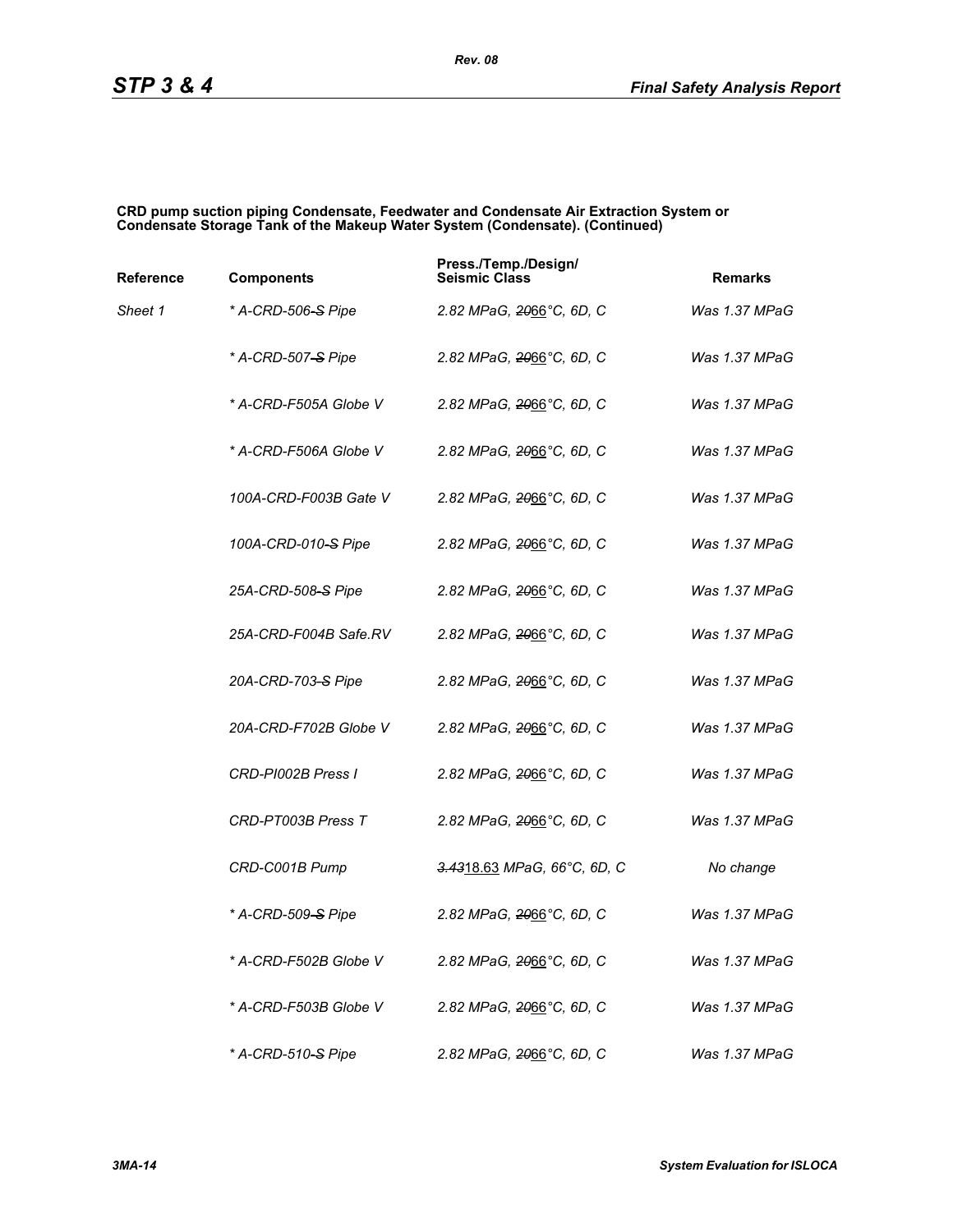**CRD pump suction piping Condensate, Feedwater and Condensate Air Extraction System or Condensate Storage Tank of the Makeup Water System (Condensate). (Continued)**

| Reference | Components | Press./Temp./Design/ Seismic Class | Remarks |
|---|---|---|---|
| *Sheet 1* | *\* A-CRD-506 ~~-S~~ Pipe* | *2.82 MPaG, ~~20~~66°C, 6D, C* | *Was 1.37 MPaG* |
| | *\* A-CRD-507 ~~-S~~ Pipe* | *2.82 MPaG, ~~20~~66°C, 6D, C* | *Was 1.37 MPaG* |
| | *\* A-CRD-F505A Globe V* | *2.82 MPaG, ~~20~~66°C, 6D, C* | *Was 1.37 MPaG* |
| | *\* A-CRD-F506A Globe V* | *2.82 MPaG, ~~20~~66°C, 6D, C* | *Was 1.37 MPaG* |
| | *100A-CRD-F003B Gate V* | *2.82 MPaG, ~~20~~66°C, 6D, C* | *Was 1.37 MPaG* |
| | *100A-CRD-010 ~~-S~~ Pipe* | *2.82 MPaG, ~~20~~66°C, 6D, C* | *Was 1.37 MPaG* |
| | *25A-CRD-508 ~~-S~~ Pipe* | *2.82 MPaG, ~~20~~66°C, 6D, C* | *Was 1.37 MPaG* |
| | *25A-CRD-F004B Safe.RV* | *2.82 MPaG, ~~20~~66°C, 6D, C* | *Was 1.37 MPaG* |
| | *20A-CRD-703 ~~-S~~ Pipe* | *2.82 MPaG, ~~20~~66°C, 6D, C* | *Was 1.37 MPaG* |
| | *20A-CRD-F702B Globe V* | *2.82 MPaG, ~~20~~66°C, 6D, C* | *Was 1.37 MPaG* |
| | *CRD-PI002B Press I* | *2.82 MPaG, ~~20~~66°C, 6D, C* | *Was 1.37 MPaG* |
| | *CRD-PT003B Press T* | *2.82 MPaG, ~~20~~66°C, 6D, C* | *Was 1.37 MPaG* |
| | *CRD-C001B Pump* | *~~3.43~~18.63 MPaG, 66°C, 6D, C* | *No change* |
| | *\* A-CRD-509 ~~-S~~ Pipe* | *2.82 MPaG, ~~20~~66°C, 6D, C* | *Was 1.37 MPaG* |
| | *\* A-CRD-F502B Globe V* | *2.82 MPaG, ~~20~~66°C, 6D, C* | *Was 1.37 MPaG* |
| | *\* A-CRD-F503B Globe V* | *2.82 MPaG, ~~20~~66°C, 6D, C* | *Was 1.37 MPaG* |
| | *\* A-CRD-510 ~~-S~~ Pipe* | *2.82 MPaG, ~~20~~66°C, 6D, C* | *Was 1.37 MPaG* |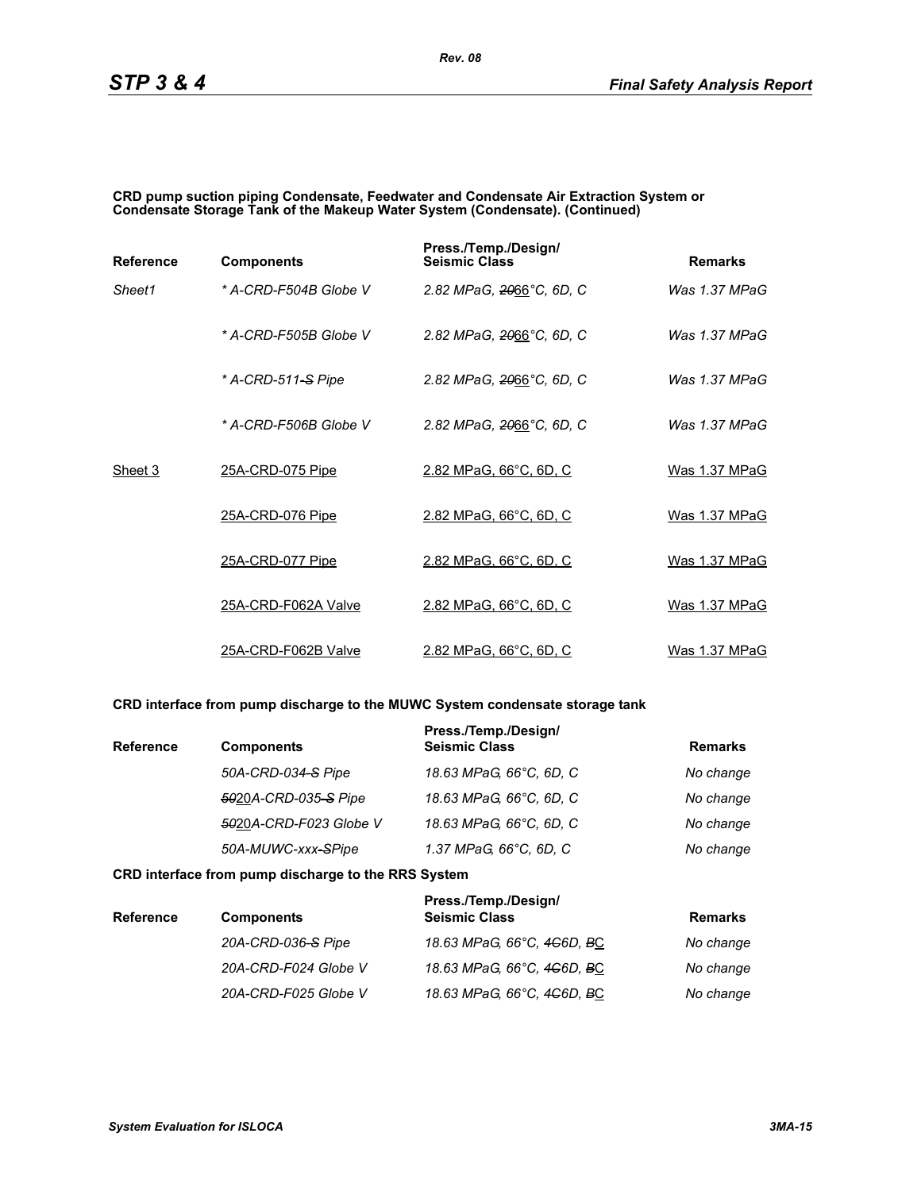**CRD pump suction piping Condensate, Feedwater and Condensate Air Extraction System or Condensate Storage Tank of the Makeup Water System (Condensate). (Continued)**

| Reference | Components | Press./Temp./Design/ Seismic Class | Remarks |
|---|---|---|---|
| *Sheet1* | *\* A-CRD-F504B Globe V* | *2.82 MPaG, ~~20~~66°C, 6D, C* | *Was 1.37 MPaG* |
| | *\* A-CRD-F505B Globe V* | *2.82 MPaG, ~~20~~66°C, 6D, C* | *Was 1.37 MPaG* |
| | *\* A-CRD-511~~-S~~ Pipe* | *2.82 MPaG, ~~20~~66°C, 6D, C* | *Was 1.37 MPaG* |
| | *\* A-CRD-F506B Globe V* | *2.82 MPaG, ~~20~~66°C, 6D, C* | *Was 1.37 MPaG* |
| Sheet 3 | 25A-CRD-075 Pipe | 2.82 MPaG, 66°C, 6D, C | Was 1.37 MPaG |
| | 25A-CRD-076 Pipe | 2.82 MPaG, 66°C, 6D, C | Was 1.37 MPaG |
| | 25A-CRD-077 Pipe | 2.82 MPaG, 66°C, 6D, C | Was 1.37 MPaG |
| | 25A-CRD-F062A Valve | 2.82 MPaG, 66°C, 6D, C | Was 1.37 MPaG |
| | 25A-CRD-F062B Valve | 2.82 MPaG, 66°C, 6D, C | Was 1.37 MPaG |

**CRD interface from pump discharge to the MUWC System condensate storage tank**

| Reference | Components | Press./Temp./Design/ Seismic Class | Remarks |
|---|---|---|---|
| | *50A-CRD-034~~-S~~ Pipe* | *18.63 MPaG, 66°C, 6D, C* | *No change* |
| | *~~50~~20A-CRD-035~~-S~~ Pipe* | *18.63 MPaG, 66°C, 6D, C* | *No change* |
| | *~~50~~20A-CRD-F023 Globe V* | *18.63 MPaG, 66°C, 6D, C* | *No change* |
| | *50A-MUWC-xxx~~-S~~Pipe* | *1.37 MPaG, 66°C, 6D, C* | *No change* |

**CRD interface from pump discharge to the RRS System**

| Reference | Components | Press./Temp./Design/ Seismic Class | Remarks |
|---|---|---|---|
| | *20A-CRD-036~~-S~~ Pipe* | *18.63 MPaG, 66°C, ~~4C~~6D, ~~B~~C* | *No change* |
| | *20A-CRD-F024 Globe V* | *18.63 MPaG, 66°C, ~~4C~~6D, ~~B~~C* | *No change* |
| | *20A-CRD-F025 Globe V* | *18.63 MPaG, 66°C, ~~4C~~6D, ~~B~~C* | *No change* |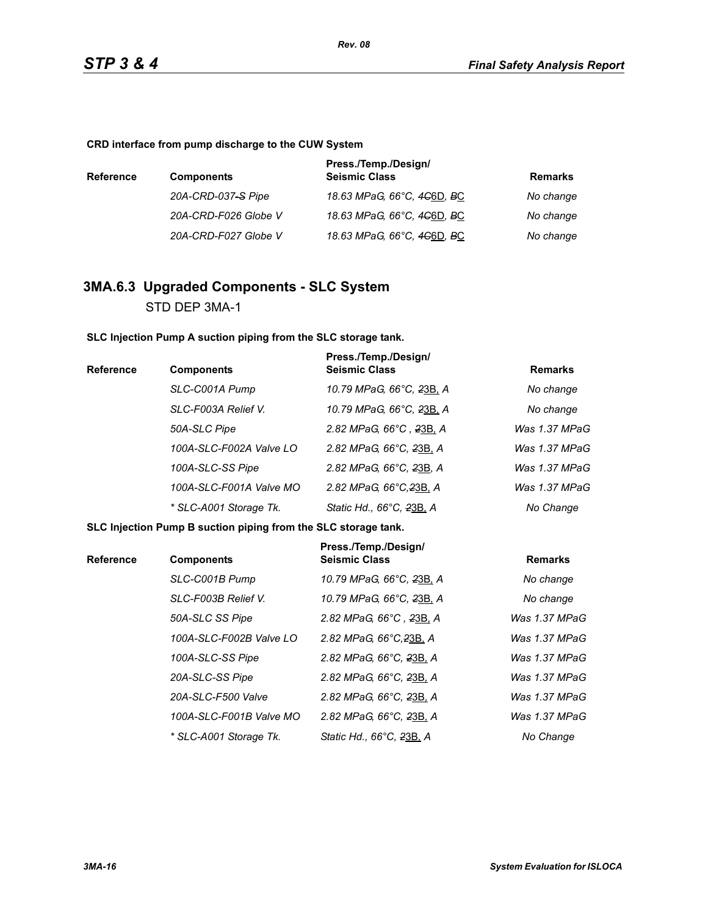**CRD interface from pump discharge to the CUW System**

| Reference | Components | Press./Temp./Design/ Seismic Class | Remarks |
|---|---|---|---|
| | *20A-CRD-037-S Pipe* | *18.63 MPaG, 66°C, 4C6D, BC* | *No change* |
| | *20A-CRD-F026 Globe V* | *18.63 MPaG, 66°C, 4C6D, BC* | *No change* |
| | *20A-CRD-F027 Globe V* | *18.63 MPaG, 66°C, 4C6D, BC* | *No change* |

## 3MA.6.3 Upgraded Components - SLC System

STD DEP 3MA-1

**SLC Injection Pump A suction piping from the SLC storage tank.**

| Reference | Components | Press./Temp./Design/ Seismic Class | Remarks |
|---|---|---|---|
| | *SLC-C001A Pump* | *10.79 MPaG, 66°C, 23B, A* | *No change* |
| | *SLC-F003A Relief V.* | *10.79 MPaG, 66°C, 23B, A* | *No change* |
| | *50A-SLC Pipe* | *2.82 MPaG, 66°C , 23B, A* | *Was 1.37 MPaG* |
| | *100A-SLC-F002A Valve LO* | *2.82 MPaG, 66°C, 23B, A* | *Was 1.37 MPaG* |
| | *100A-SLC-SS Pipe* | *2.82 MPaG, 66°C, 23B, A* | *Was 1.37 MPaG* |
| | *100A-SLC-F001A Valve MO* | *2.82 MPaG, 66°C,23B, A* | *Was 1.37 MPaG* |
| | *\* SLC-A001 Storage Tk.* | *Static Hd., 66°C, 23B, A* | *No Change* |

**SLC Injection Pump B suction piping from the SLC storage tank.**

| Reference | Components | Press./Temp./Design/ Seismic Class | Remarks |
|---|---|---|---|
| | *SLC-C001B Pump* | *10.79 MPaG, 66°C, 23B, A* | *No change* |
| | *SLC-F003B Relief V.* | *10.79 MPaG, 66°C, 23B, A* | *No change* |
| | *50A-SLC SS Pipe* | *2.82 MPaG, 66°C , 23B, A* | *Was 1.37 MPaG* |
| | *100A-SLC-F002B Valve LO* | *2.82 MPaG, 66°C,23B, A* | *Was 1.37 MPaG* |
| | *100A-SLC-SS Pipe* | *2.82 MPaG, 66°C, 23B, A* | *Was 1.37 MPaG* |
| | *20A-SLC-SS Pipe* | *2.82 MPaG, 66°C, 23B, A* | *Was 1.37 MPaG* |
| | *20A-SLC-F500 Valve* | *2.82 MPaG, 66°C, 23B, A* | *Was 1.37 MPaG* |
| | *100A-SLC-F001B Valve MO* | *2.82 MPaG, 66°C, 23B, A* | *Was 1.37 MPaG* |
| | *\* SLC-A001 Storage Tk.* | *Static Hd., 66°C, 23B, A* | *No Change* |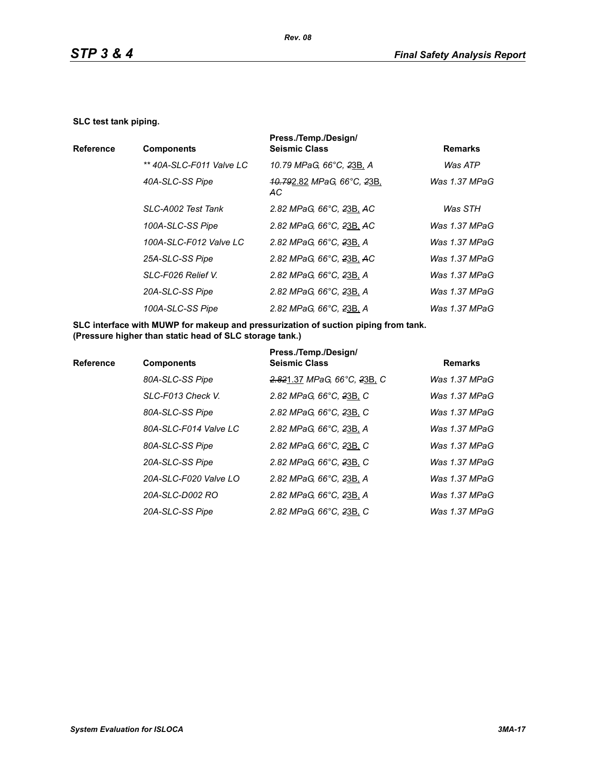**SLC test tank piping.**

| Reference | Components | Press./Temp./Design/ Seismic Class | Remarks |
|---|---|---|---|
| | *** 40A-SLC-F011 Valve LC* | *10.79 MPaG, 66°C, ~~2~~3B, A* | *Was ATP* |
| | *40A-SLC-SS Pipe* | *~~10.79~~2.82 MPaG, 66°C, ~~2~~3B, ~~A~~C* | *Was 1.37 MPaG* |
| | *SLC-A002 Test Tank* | *2.82 MPaG, 66°C, ~~2~~3B, ~~A~~C* | *Was STH* |
| | *100A-SLC-SS Pipe* | *2.82 MPaG, 66°C, ~~2~~3B, ~~A~~C* | *Was 1.37 MPaG* |
| | *100A-SLC-F012 Valve LC* | *2.82 MPaG, 66°C, ~~2~~3B, A* | *Was 1.37 MPaG* |
| | *25A-SLC-SS Pipe* | *2.82 MPaG, 66°C, ~~2~~3B, ~~A~~C* | *Was 1.37 MPaG* |
| | *SLC-F026 Relief V.* | *2.82 MPaG, 66°C, ~~2~~3B, A* | *Was 1.37 MPaG* |
| | *20A-SLC-SS Pipe* | *2.82 MPaG, 66°C, ~~2~~3B, A* | *Was 1.37 MPaG* |
| | *100A-SLC-SS Pipe* | *2.82 MPaG, 66°C, ~~2~~3B, A* | *Was 1.37 MPaG* |

**SLC interface with MUWP for makeup and pressurization of suction piping from tank. (Pressure higher than static head of SLC storage tank.)**

| Reference | Components | Press./Temp./Design/ Seismic Class | Remarks |
|---|---|---|---|
| | *80A-SLC-SS Pipe* | *~~2.82~~1.37 MPaG, 66°C, ~~2~~3B, C* | *Was 1.37 MPaG* |
| | *SLC-F013 Check V.* | *2.82 MPaG, 66°C, ~~2~~3B, C* | *Was 1.37 MPaG* |
| | *80A-SLC-SS Pipe* | *2.82 MPaG, 66°C, ~~2~~3B, C* | *Was 1.37 MPaG* |
| | *80A-SLC-F014 Valve LC* | *2.82 MPaG, 66°C, ~~2~~3B, A* | *Was 1.37 MPaG* |
| | *80A-SLC-SS Pipe* | *2.82 MPaG, 66°C, ~~2~~3B, C* | *Was 1.37 MPaG* |
| | *20A-SLC-SS Pipe* | *2.82 MPaG, 66°C, ~~2~~3B, C* | *Was 1.37 MPaG* |
| | *20A-SLC-F020 Valve LO* | *2.82 MPaG, 66°C, ~~2~~3B, A* | *Was 1.37 MPaG* |
| | *20A-SLC-D002 RO* | *2.82 MPaG, 66°C, ~~2~~3B, A* | *Was 1.37 MPaG* |
| | *20A-SLC-SS Pipe* | *2.82 MPaG, 66°C, ~~2~~3B, C* | *Was 1.37 MPaG* |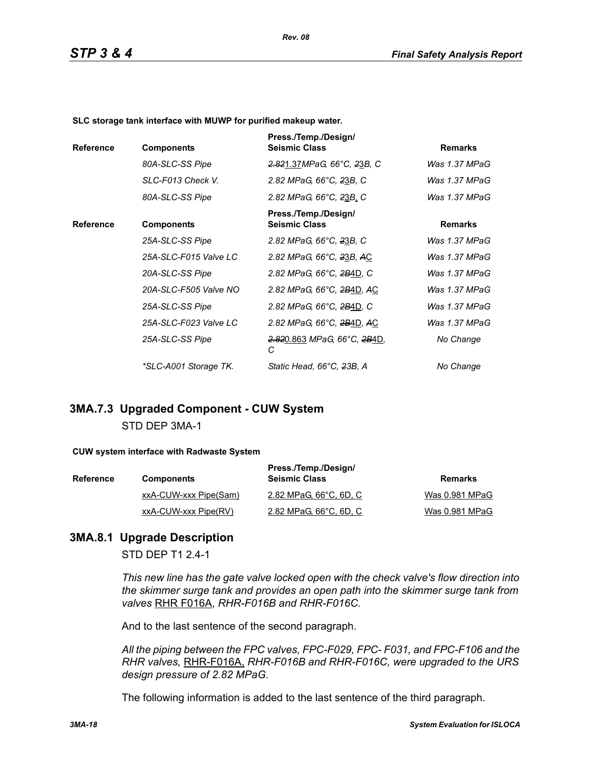**SLC storage tank interface with MUWP for purified makeup water.**

| Reference | Components | Press./Temp./Design/ Seismic Class | Remarks |
|---|---|---|---|
| | *80A-SLC-SS Pipe* | *~~2.82~~1.37MPaG, 66°C, ~~2~~3B, C* | *Was 1.37 MPaG* |
| | *SLC-F013 Check V.* | *2.82 MPaG, 66°C, ~~2~~3B, C* | *Was 1.37 MPaG* |
| | *80A-SLC-SS Pipe* | *2.82 MPaG, 66°C, ~~2~~3B, C* | *Was 1.37 MPaG* |

| Reference | Components | Press./Temp./Design/ Seismic Class | Remarks |
|---|---|---|---|
| | *25A-SLC-SS Pipe* | *2.82 MPaG, 66°C, ~~2~~3B, C* | *Was 1.37 MPaG* |
| | *25A-SLC-F015 Valve LC* | *2.82 MPaG, 66°C, ~~2~~3B, ~~A~~C* | *Was 1.37 MPaG* |
| | *20A-SLC-SS Pipe* | *2.82 MPaG, 66°C, ~~2B~~4D, C* | *Was 1.37 MPaG* |
| | *20A-SLC-F505 Valve NO* | *2.82 MPaG, 66°C, ~~2B~~4D, ~~A~~C* | *Was 1.37 MPaG* |
| | *25A-SLC-SS Pipe* | *2.82 MPaG, 66°C, ~~2B~~4D, C* | *Was 1.37 MPaG* |
| | *25A-SLC-F023 Valve LC* | *2.82 MPaG, 66°C, ~~2B~~4D, ~~A~~C* | *Was 1.37 MPaG* |
| | *25A-SLC-SS Pipe* | *~~2.82~~0.863 MPaG, 66°C, ~~2B~~4D, C* | *No Change* |
| | *\*SLC-A001 Storage TK.* | *Static Head, 66°C, ~~2~~3B, A* | *No Change* |

## 3MA.7.3 Upgraded Component - CUW System

STD DEP 3MA-1

**CUW system interface with Radwaste System**

| Reference | Components | Press./Temp./Design/ Seismic Class | Remarks |
|---|---|---|---|
| | xxA-CUW-xxx Pipe(Sam) | 2.82 MPaG, 66°C, 6D, C | Was 0.981 MPaG |
| | xxA-CUW-xxx Pipe(RV) | 2.82 MPaG, 66°C, 6D, C | Was 0.981 MPaG |

## 3MA.8.1 Upgrade Description

STD DEP T1 2.4-1

*This new line has the gate valve locked open with the check valve's flow direction into the skimmer surge tank and provides an open path into the skimmer surge tank from valves* RHR F016A, *RHR-F016B and RHR-F016C.*

And to the last sentence of the second paragraph.

*All the piping between the FPC valves, FPC-F029, FPC- F031, and FPC-F106 and the RHR valves,* RHR-F016A, *RHR-F016B and RHR-F016C, were upgraded to the URS design pressure of 2.82 MPaG.*

The following information is added to the last sentence of the third paragraph.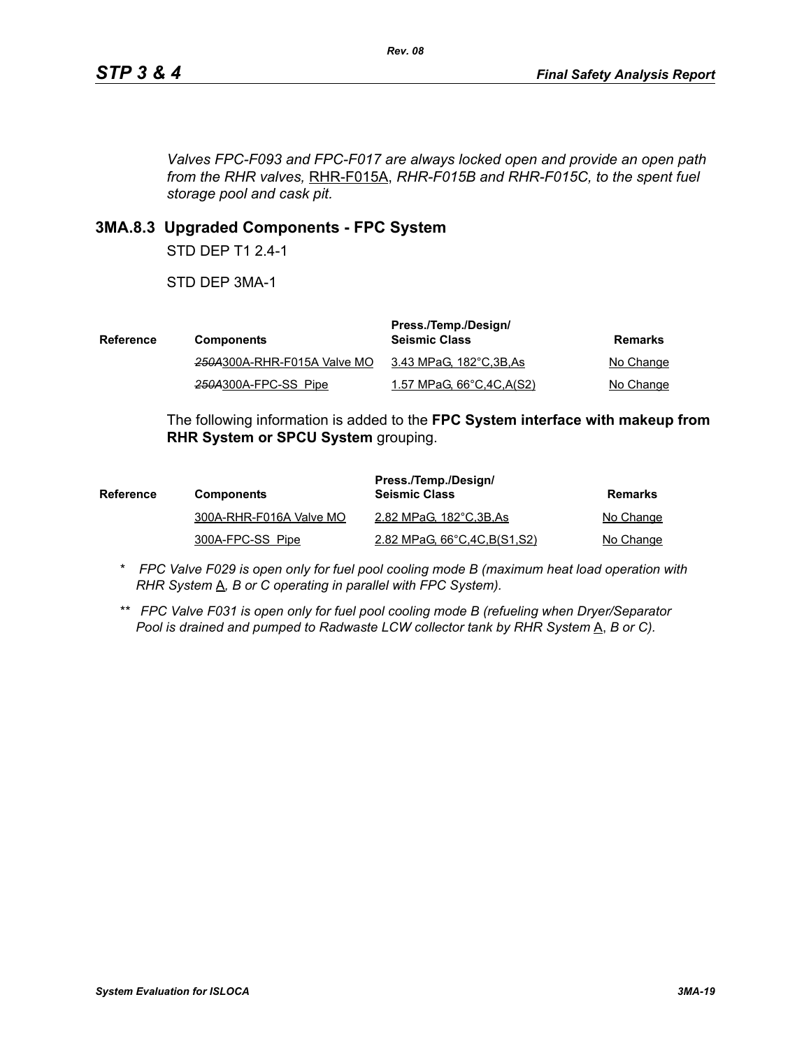*Valves FPC-F093 and FPC-F017 are always locked open and provide an open path from the RHR valves,* RHR-F015A, *RHR-F015B and RHR-F015C, to the spent fuel storage pool and cask pit.*

### 3MA.8.3 Upgraded Components - FPC System

STD DEP T1 2.4-1

STD DEP 3MA-1

| Reference | Components | Press./Temp./Design/ Seismic Class | Remarks |
|---|---|---|---|
| | ~~*250A*~~300A-RHR-F015A Valve MO | 3.43 MPaG, 182°C,3B,As | No Change |
| | ~~*250A*~~300A-FPC-SS Pipe | 1.57 MPaG, 66°C,4C,A(S2) | No Change |

The following information is added to the **FPC System interface with makeup from RHR System or SPCU System** grouping.

| Reference | Components | Press./Temp./Design/ Seismic Class | Remarks |
|---|---|---|---|
| | 300A-RHR-F016A Valve MO | 2.82 MPaG, 182°C,3B,As | No Change |
| | 300A-FPC-SS Pipe | 2.82 MPaG, 66°C,4C,B(S1,S2) | No Change |

\* *FPC Valve F029 is open only for fuel pool cooling mode B (maximum heat load operation with RHR System* A*, B or C operating in parallel with FPC System).*

\*\* *FPC Valve F031 is open only for fuel pool cooling mode B (refueling when Dryer/Separator Pool is drained and pumped to Radwaste LCW collector tank by RHR System* A*, B or C).*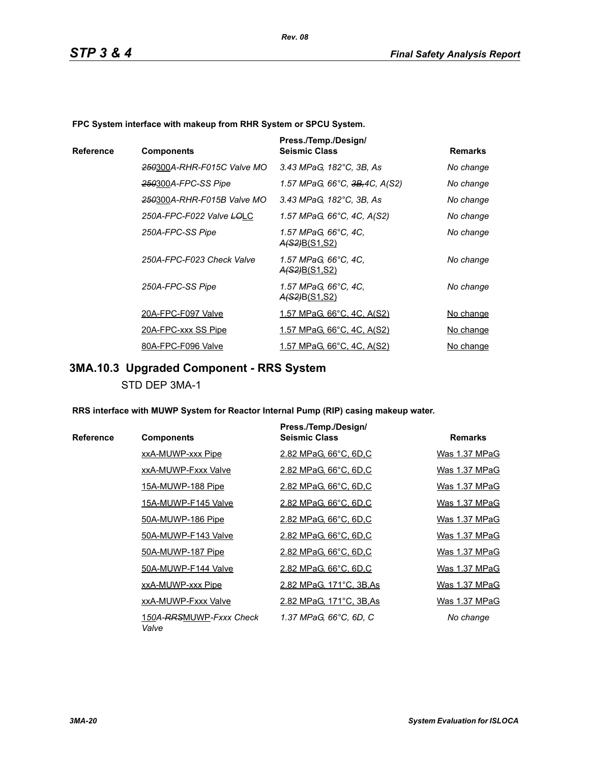**FPC System interface with makeup from RHR System or SPCU System.**

| Reference | Components | Press./Temp./Design/ Seismic Class | Remarks |
|---|---|---|---|
| | *~~250~~300A-RHR-F015C Valve MO* | *3.43 MPaG, 182°C, 3B, As* | *No change* |
| | *~~250~~300A-FPC-SS Pipe* | *1.57 MPaG, 66°C, ~~3B,~~4C, A(S2)* | *No change* |
| | *~~250~~300A-RHR-F015B Valve MO* | *3.43 MPaG, 182°C, 3B, As* | *No change* |
| | *250A-FPC-F022 Valve ~~LO~~LC* | *1.57 MPaG, 66°C, 4C, A(S2)* | *No change* |
| | *250A-FPC-SS Pipe* | *1.57 MPaG, 66°C, 4C, ~~A(S2)~~B(S1,S2)* | *No change* |
| | *250A-FPC-F023 Check Valve* | *1.57 MPaG, 66°C, 4C, ~~A(S2)~~B(S1,S2)* | *No change* |
| | *250A-FPC-SS Pipe* | *1.57 MPaG, 66°C, 4C, ~~A(S2)~~B(S1,S2)* | *No change* |
| | 20A-FPC-F097 Valve | 1.57 MPaG, 66°C, 4C, A(S2) | No change |
| | 20A-FPC-xxx SS Pipe | 1.57 MPaG, 66°C, 4C, A(S2) | No change |
| | 80A-FPC-F096 Valve | 1.57 MPaG, 66°C, 4C, A(S2) | No change |

## 3MA.10.3 Upgraded Component - RRS System

STD DEP 3MA-1

**RRS interface with MUWP System for Reactor Internal Pump (RIP) casing makeup water.**

| Reference | Components | Press./Temp./Design/ Seismic Class | Remarks |
|---|---|---|---|
| | xxA-MUWP-xxx Pipe | 2.82 MPaG, 66°C, 6D,C | Was 1.37 MPaG |
| | xxA-MUWP-Fxxx Valve | 2.82 MPaG, 66°C, 6D,C | Was 1.37 MPaG |
| | 15A-MUWP-188 Pipe | 2.82 MPaG, 66°C, 6D,C | Was 1.37 MPaG |
| | 15A-MUWP-F145 Valve | 2.82 MPaG, 66°C, 6D,C | Was 1.37 MPaG |
| | 50A-MUWP-186 Pipe | 2.82 MPaG, 66°C, 6D,C | Was 1.37 MPaG |
| | 50A-MUWP-F143 Valve | 2.82 MPaG, 66°C, 6D,C | Was 1.37 MPaG |
| | 50A-MUWP-187 Pipe | 2.82 MPaG, 66°C, 6D,C | Was 1.37 MPaG |
| | 50A-MUWP-F144 Valve | 2.82 MPaG, 66°C, 6D,C | Was 1.37 MPaG |
| | xxA-MUWP-xxx Pipe | 2.82 MPaG, 171°C, 3B,As | Was 1.37 MPaG |
| | xxA-MUWP-Fxxx Valve | 2.82 MPaG, 171°C, 3B,As | Was 1.37 MPaG |
| | *150A-~~RRS~~MUWP-Fxxx Check Valve* | *1.37 MPaG, 66°C, 6D, C* | *No change* |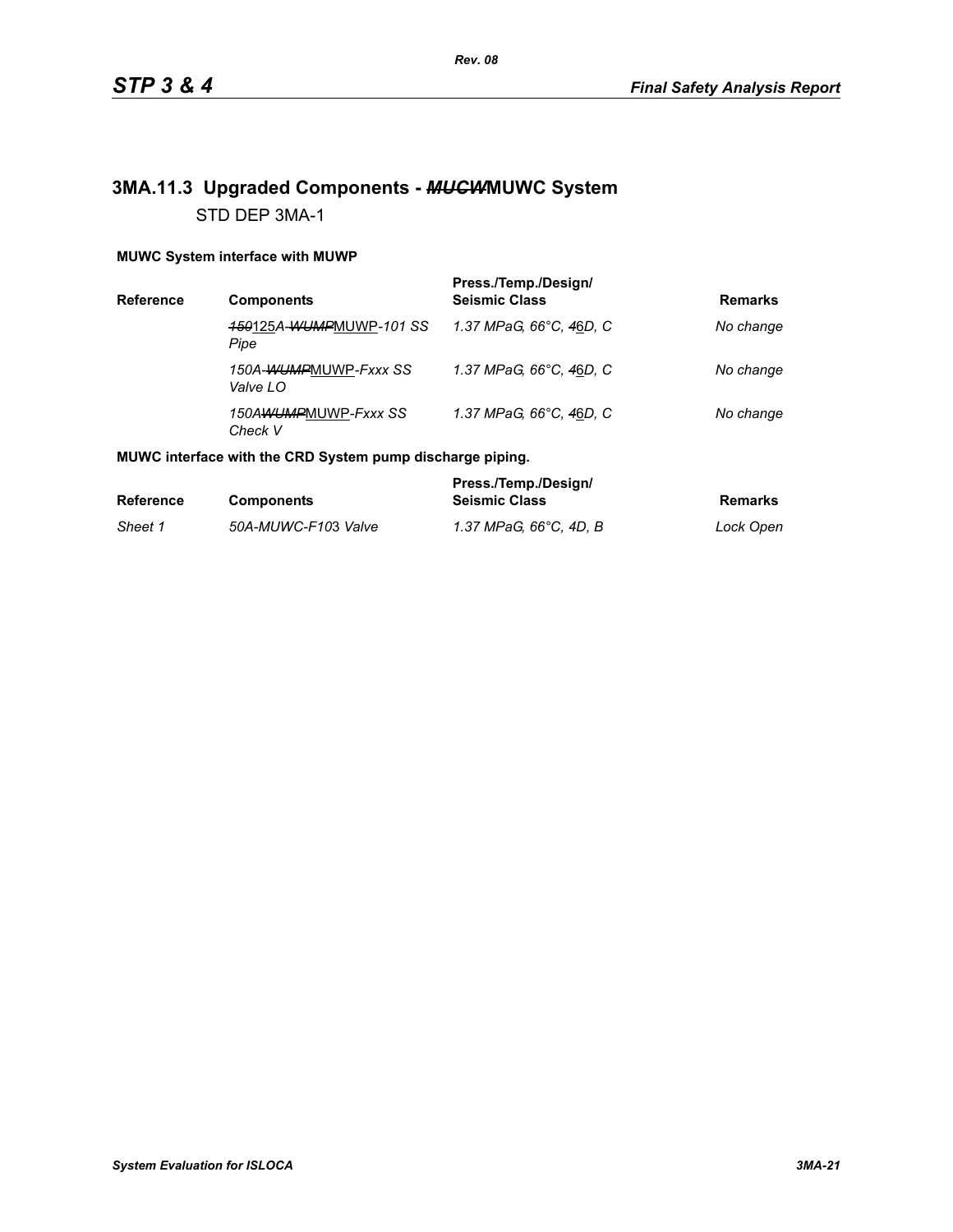## 3MA.11.3 Upgraded Components - ~~MUCW~~MUWC System

STD DEP 3MA-1

**MUWC System interface with MUWP**

| Reference | Components | Press./Temp./Design/ Seismic Class | Remarks |
|---|---|---|---|
| | *~~150~~125A-~~WUMP~~MUWP-101 SS Pipe* | *1.37 MPaG, 66°C, ~~4~~6D, C* | *No change* |
| | *150A-~~WUMP~~MUWP-Fxxx SS Valve LO* | *1.37 MPaG, 66°C, ~~4~~6D, C* | *No change* |
| | *150A~~WUMP~~MUWP-Fxxx SS Check V* | *1.37 MPaG, 66°C, ~~4~~6D, C* | *No change* |

**MUWC interface with the CRD System pump discharge piping.**

| Reference | Components | Press./Temp./Design/ Seismic Class | Remarks |
|---|---|---|---|
| *Sheet 1* | *50A-MUWC-F103 Valve* | *1.37 MPaG, 66°C, 4D, B* | *Lock Open* |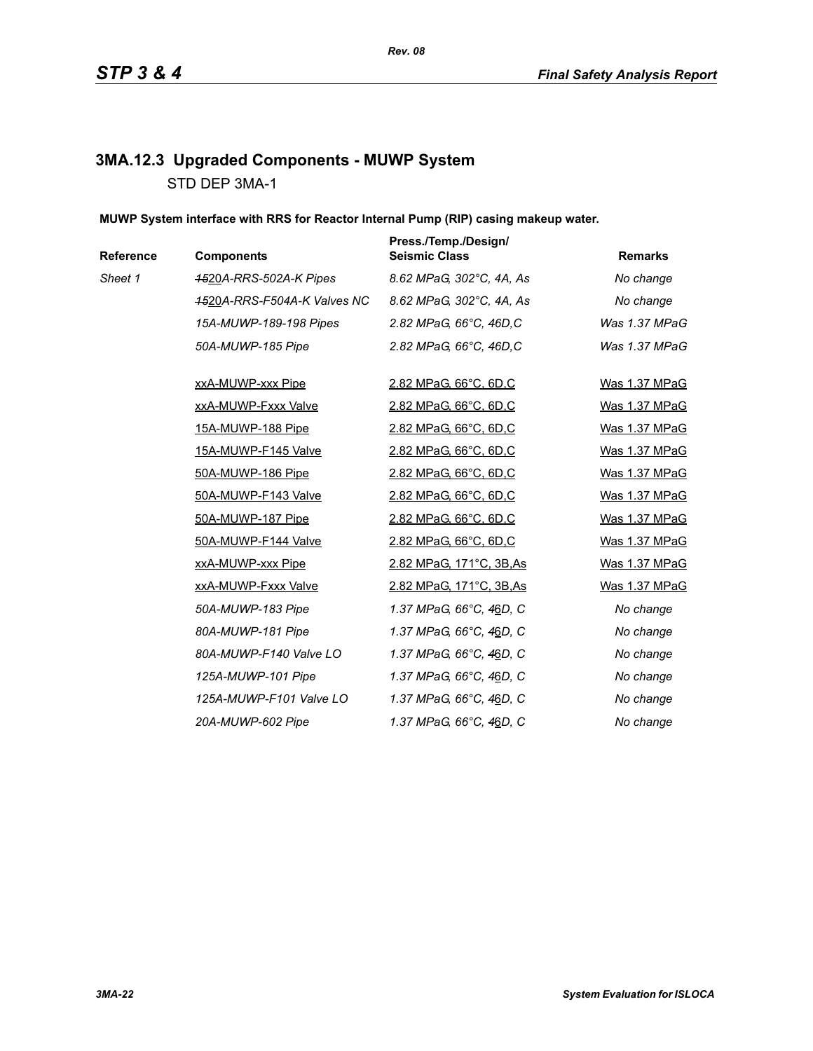### 3MA.12.3 Upgraded Components - MUWP System

STD DEP 3MA-1

**MUWP System interface with RRS for Reactor Internal Pump (RIP) casing makeup water.**

| Reference | Components | Press./Temp./Design/ Seismic Class | Remarks |
|---|---|---|---|
| *Sheet 1* | *~~15~~20A-RRS-502A-K Pipes* | *8.62 MPaG, 302°C, 4A, As* | *No change* |
| | *~~15~~20A-RRS-F504A-K Valves NC* | *8.62 MPaG, 302°C, 4A, As* | *No change* |
| | *15A-MUWP-189-198 Pipes* | *2.82 MPaG, 66°C, 46D,C* | *Was 1.37 MPaG* |
| | *50A-MUWP-185 Pipe* | *2.82 MPaG, 66°C, 46D,C* | *Was 1.37 MPaG* |
| | xxA-MUWP-xxx Pipe | 2.82 MPaG, 66°C, 6D,C | Was 1.37 MPaG |
| | xxA-MUWP-Fxxx Valve | 2.82 MPaG, 66°C, 6D,C | Was 1.37 MPaG |
| | 15A-MUWP-188 Pipe | 2.82 MPaG, 66°C, 6D,C | Was 1.37 MPaG |
| | 15A-MUWP-F145 Valve | 2.82 MPaG, 66°C, 6D,C | Was 1.37 MPaG |
| | 50A-MUWP-186 Pipe | 2.82 MPaG, 66°C, 6D,C | Was 1.37 MPaG |
| | 50A-MUWP-F143 Valve | 2.82 MPaG, 66°C, 6D,C | Was 1.37 MPaG |
| | 50A-MUWP-187 Pipe | 2.82 MPaG, 66°C, 6D,C | Was 1.37 MPaG |
| | 50A-MUWP-F144 Valve | 2.82 MPaG, 66°C, 6D,C | Was 1.37 MPaG |
| | xxA-MUWP-xxx Pipe | 2.82 MPaG, 171°C, 3B,As | Was 1.37 MPaG |
| | xxA-MUWP-Fxxx Valve | 2.82 MPaG, 171°C, 3B,As | Was 1.37 MPaG |
| | *50A-MUWP-183 Pipe* | *1.37 MPaG, 66°C, ~~4~~6D, C* | *No change* |
| | *80A-MUWP-181 Pipe* | *1.37 MPaG, 66°C, ~~4~~6D, C* | *No change* |
| | *80A-MUWP-F140 Valve LO* | *1.37 MPaG, 66°C, ~~4~~6D, C* | *No change* |
| | *125A-MUWP-101 Pipe* | *1.37 MPaG, 66°C, ~~4~~6D, C* | *No change* |
| | *125A-MUWP-F101 Valve LO* | *1.37 MPaG, 66°C, ~~4~~6D, C* | *No change* |
| | *20A-MUWP-602 Pipe* | *1.37 MPaG, 66°C, ~~4~~6D, C* | *No change* |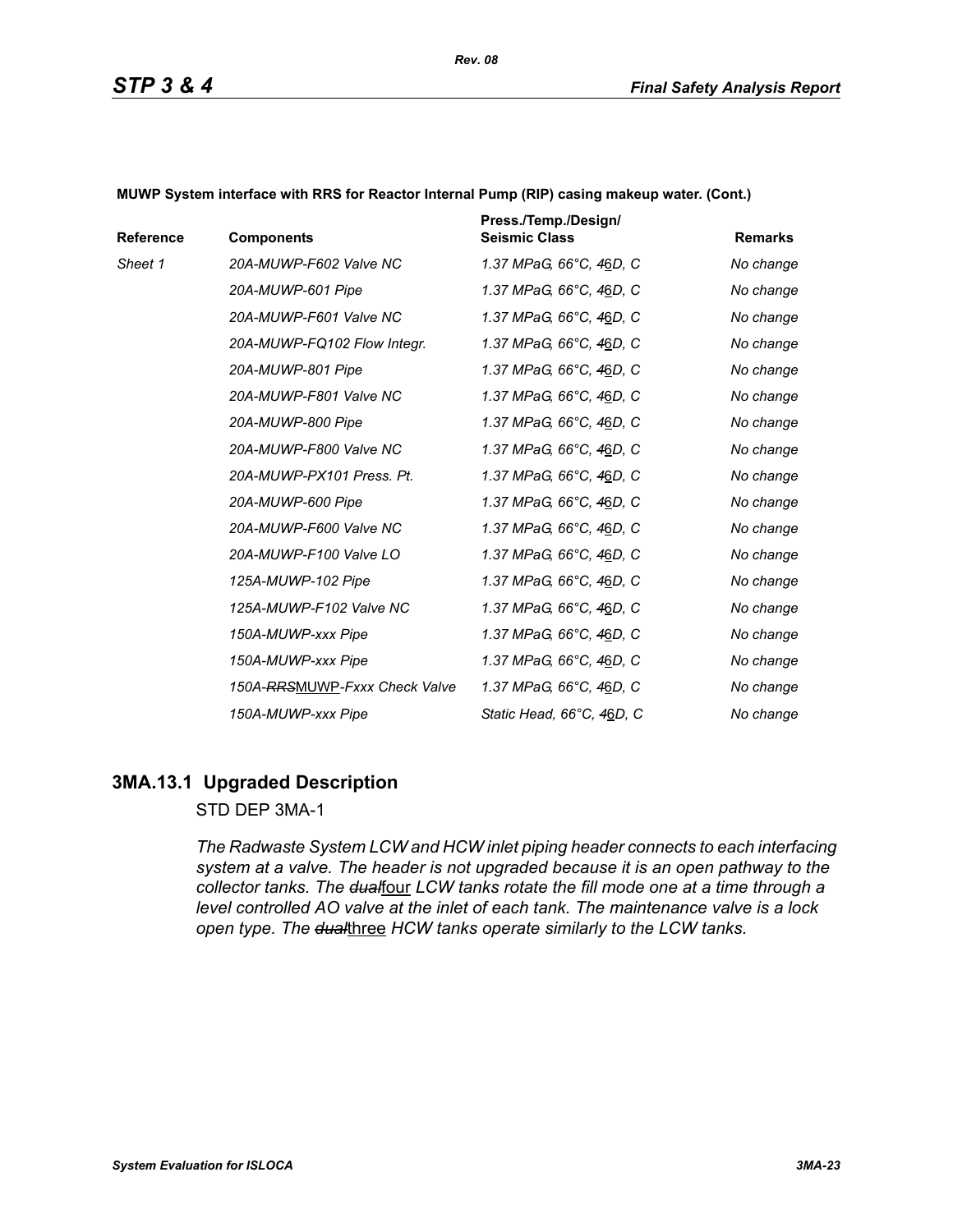**MUWP System interface with RRS for Reactor Internal Pump (RIP) casing makeup water. (Cont.)**

| Reference | Components | Press./Temp./Design/ Seismic Class | Remarks |
|---|---|---|---|
| *Sheet 1* | *20A-MUWP-F602 Valve NC* | *1.37 MPaG, 66°C, ~~4~~6D, C* | *No change* |
| | *20A-MUWP-601 Pipe* | *1.37 MPaG, 66°C, ~~4~~6D, C* | *No change* |
| | *20A-MUWP-F601 Valve NC* | *1.37 MPaG, 66°C, ~~4~~6D, C* | *No change* |
| | *20A-MUWP-FQ102 Flow Integr.* | *1.37 MPaG, 66°C, ~~4~~6D, C* | *No change* |
| | *20A-MUWP-801 Pipe* | *1.37 MPaG, 66°C, ~~4~~6D, C* | *No change* |
| | *20A-MUWP-F801 Valve NC* | *1.37 MPaG, 66°C, ~~4~~6D, C* | *No change* |
| | *20A-MUWP-800 Pipe* | *1.37 MPaG, 66°C, ~~4~~6D, C* | *No change* |
| | *20A-MUWP-F800 Valve NC* | *1.37 MPaG, 66°C, ~~4~~6D, C* | *No change* |
| | *20A-MUWP-PX101 Press. Pt.* | *1.37 MPaG, 66°C, ~~4~~6D, C* | *No change* |
| | *20A-MUWP-600 Pipe* | *1.37 MPaG, 66°C, ~~4~~6D, C* | *No change* |
| | *20A-MUWP-F600 Valve NC* | *1.37 MPaG, 66°C, ~~4~~6D, C* | *No change* |
| | *20A-MUWP-F100 Valve LO* | *1.37 MPaG, 66°C, ~~4~~6D, C* | *No change* |
| | *125A-MUWP-102 Pipe* | *1.37 MPaG, 66°C, ~~4~~6D, C* | *No change* |
| | *125A-MUWP-F102 Valve NC* | *1.37 MPaG, 66°C, ~~4~~6D, C* | *No change* |
| | *150A-MUWP-xxx Pipe* | *1.37 MPaG, 66°C, ~~4~~6D, C* | *No change* |
| | *150A-MUWP-xxx Pipe* | *1.37 MPaG, 66°C, ~~4~~6D, C* | *No change* |
| | *150A-~~RRS~~MUWP-Fxxx Check Valve* | *1.37 MPaG, 66°C, ~~4~~6D, C* | *No change* |
| | *150A-MUWP-xxx Pipe* | *Static Head, 66°C, ~~4~~6D, C* | *No change* |

## 3MA.13.1 Upgraded Description

STD DEP 3MA-1

*The Radwaste System LCW and HCW inlet piping header connects to each interfacing system at a valve. The header is not upgraded because it is an open pathway to the collector tanks. The ~~dual~~four LCW tanks rotate the fill mode one at a time through a level controlled AO valve at the inlet of each tank. The maintenance valve is a lock open type. The ~~dual~~three HCW tanks operate similarly to the LCW tanks.*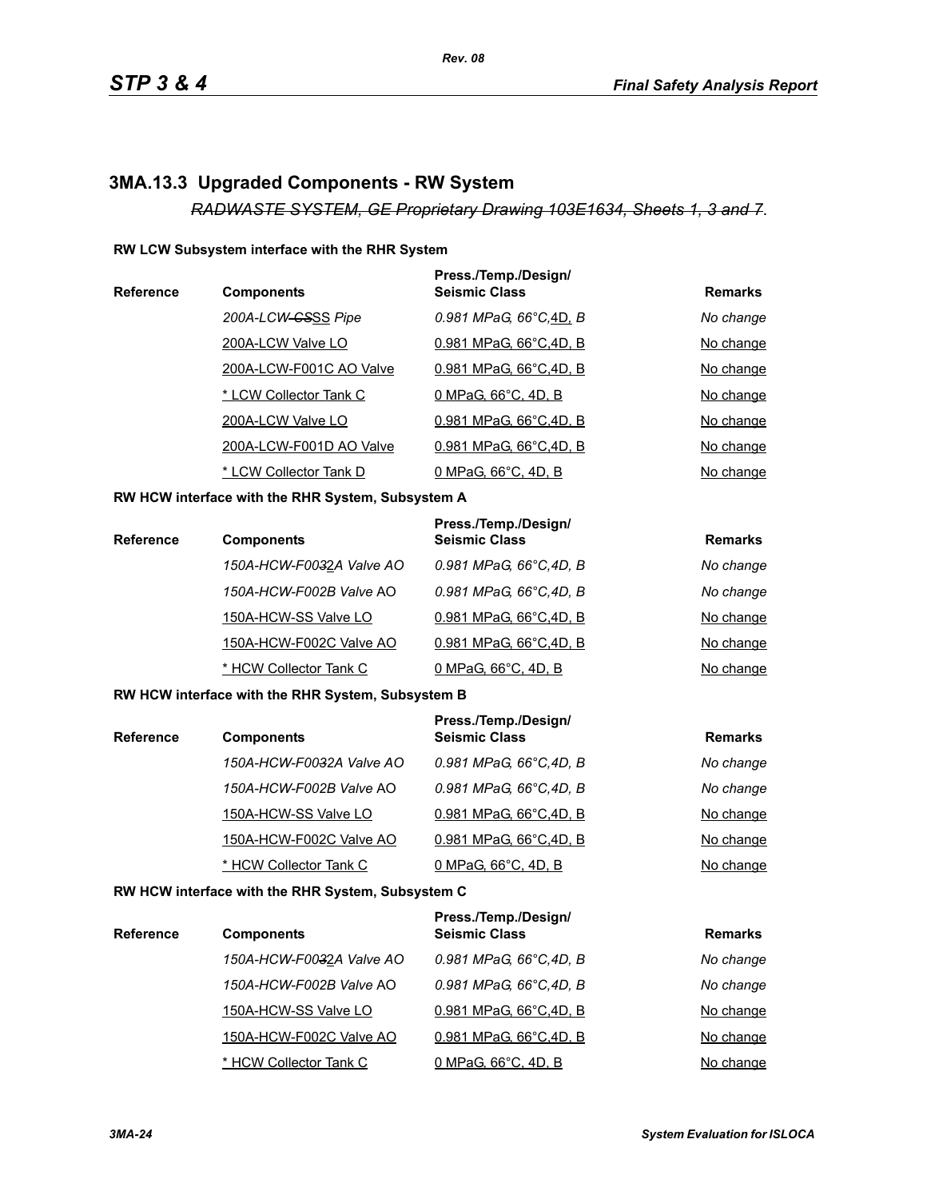## 3MA.13.3 Upgraded Components - RW System

~~*RADWASTE SYSTEM, GE Proprietary Drawing 103E1634, Sheets 1, 3 and 7*~~.

**RW LCW Subsystem interface with the RHR System**

| Reference | Components | Press./Temp./Design/ Seismic Class | Remarks |
|---|---|---|---|
| | *200A-LCW-~~CS~~SS Pipe* | *0.981 MPaG, 66°C,4D, B* | *No change* |
| | 200A-LCW Valve LO | 0.981 MPaG, 66°C,4D, B | No change |
| | 200A-LCW-F001C AO Valve | 0.981 MPaG, 66°C,4D, B | No change |
| | * LCW Collector Tank C | 0 MPaG, 66°C, 4D, B | No change |
| | 200A-LCW Valve LO | 0.981 MPaG, 66°C,4D, B | No change |
| | 200A-LCW-F001D AO Valve | 0.981 MPaG, 66°C,4D, B | No change |
| | * LCW Collector Tank D | 0 MPaG, 66°C, 4D, B | No change |

**RW HCW interface with the RHR System, Subsystem A**

| Reference | Components | Press./Temp./Design/ Seismic Class | Remarks |
|---|---|---|---|
| | *150A-HCW-F00~~3~~2A Valve AO* | *0.981 MPaG, 66°C,4D, B* | *No change* |
| | *150A-HCW-F002B Valve* AO | *0.981 MPaG, 66°C,4D, B* | *No change* |
| | 150A-HCW-SS Valve LO | 0.981 MPaG, 66°C,4D, B | No change |
| | 150A-HCW-F002C Valve AO | 0.981 MPaG, 66°C,4D, B | No change |
| | * HCW Collector Tank C | 0 MPaG, 66°C, 4D, B | No change |

**RW HCW interface with the RHR System, Subsystem B**

| Reference | Components | Press./Temp./Design/ Seismic Class | Remarks |
|---|---|---|---|
| | *150A-HCW-F00~~3~~2A Valve AO* | *0.981 MPaG, 66°C,4D, B* | *No change* |
| | *150A-HCW-F002B Valve* AO | *0.981 MPaG, 66°C,4D, B* | *No change* |
| | 150A-HCW-SS Valve LO | 0.981 MPaG, 66°C,4D, B | No change |
| | 150A-HCW-F002C Valve AO | 0.981 MPaG, 66°C,4D, B | No change |
| | * HCW Collector Tank C | 0 MPaG, 66°C, 4D, B | No change |

**RW HCW interface with the RHR System, Subsystem C**

| Reference | Components | Press./Temp./Design/ Seismic Class | Remarks |
|---|---|---|---|
| | *150A-HCW-F00~~3~~2A Valve AO* | *0.981 MPaG, 66°C,4D, B* | *No change* |
| | *150A-HCW-F002B Valve* AO | *0.981 MPaG, 66°C,4D, B* | *No change* |
| | 150A-HCW-SS Valve LO | 0.981 MPaG, 66°C,4D, B | No change |
| | 150A-HCW-F002C Valve AO | 0.981 MPaG, 66°C,4D, B | No change |
| | * HCW Collector Tank C | 0 MPaG, 66°C, 4D, B | No change |